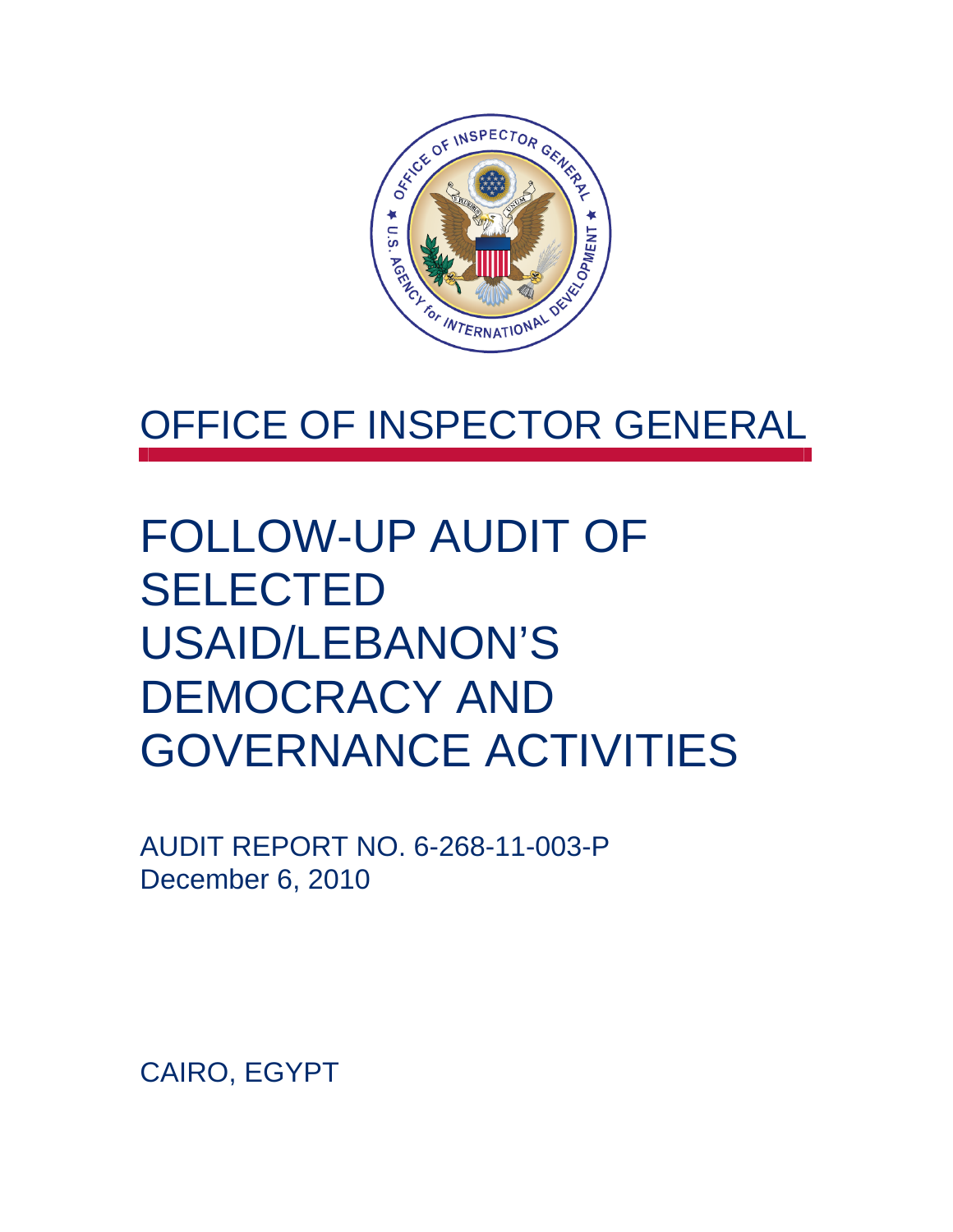# OFFICE OF INSPECTOR GENERAL

# FOLLOW-UP AUDIT OF SELECTED USAID/LEBANON'S DEMOCRACY AND GOVERNANCE ACTIVITIES

AUDIT REPORT NO. 6-268-11-003-P
December 6, 2010

CAIRO, EGYPT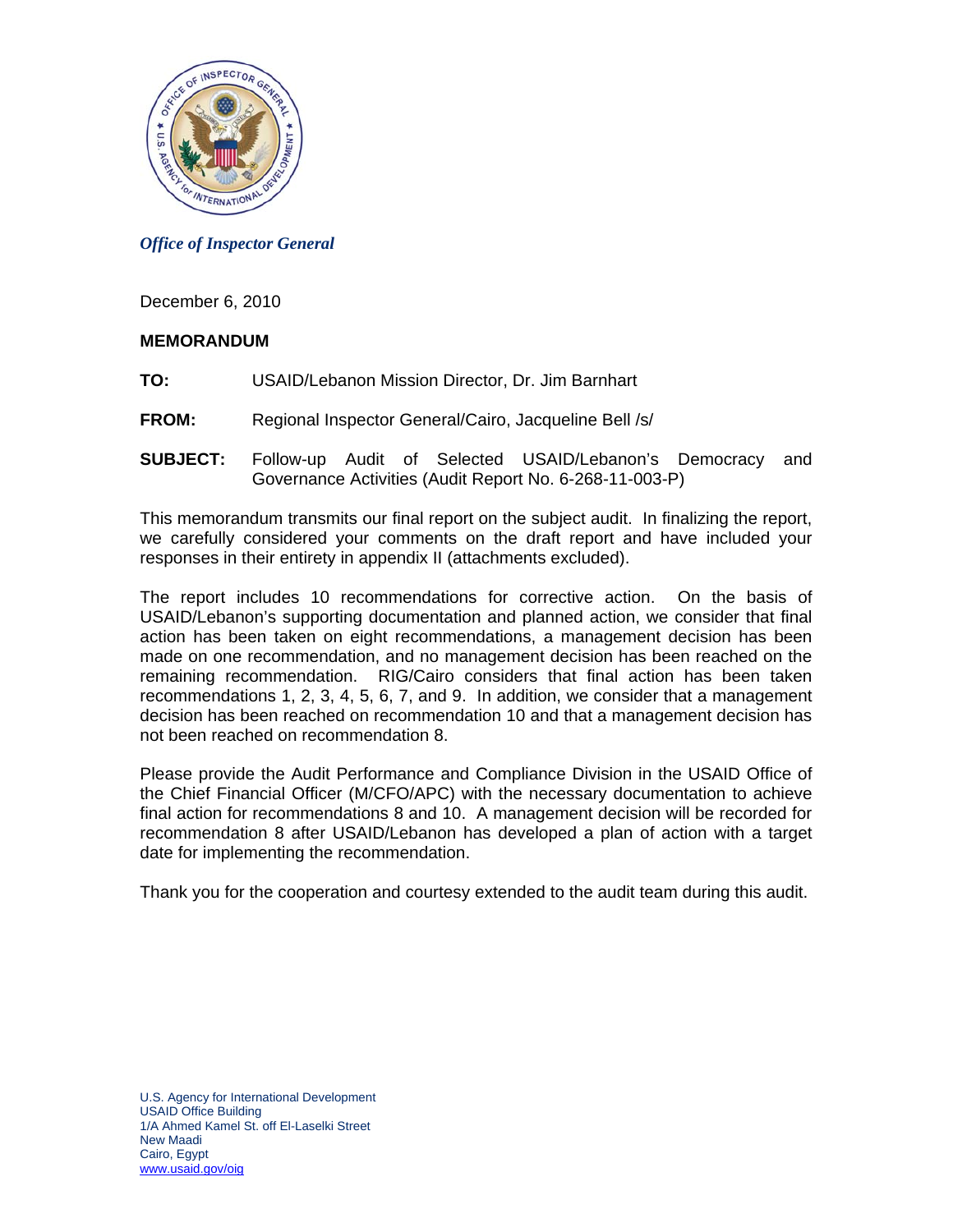*Office of Inspector General*

December 6, 2010

**MEMORANDUM**

**TO:** USAID/Lebanon Mission Director, Dr. Jim Barnhart

**FROM:** Regional Inspector General/Cairo, Jacqueline Bell /s/

**SUBJECT:** Follow-up Audit of Selected USAID/Lebanon's Democracy and Governance Activities (Audit Report No. 6-268-11-003-P)

This memorandum transmits our final report on the subject audit. In finalizing the report, we carefully considered your comments on the draft report and have included your responses in their entirety in appendix II (attachments excluded).

The report includes 10 recommendations for corrective action. On the basis of USAID/Lebanon's supporting documentation and planned action, we consider that final action has been taken on eight recommendations, a management decision has been made on one recommendation, and no management decision has been reached on the remaining recommendation. RIG/Cairo considers that final action has been taken recommendations 1, 2, 3, 4, 5, 6, 7, and 9. In addition, we consider that a management decision has been reached on recommendation 10 and that a management decision has not been reached on recommendation 8.

Please provide the Audit Performance and Compliance Division in the USAID Office of the Chief Financial Officer (M/CFO/APC) with the necessary documentation to achieve final action for recommendations 8 and 10. A management decision will be recorded for recommendation 8 after USAID/Lebanon has developed a plan of action with a target date for implementing the recommendation.

Thank you for the cooperation and courtesy extended to the audit team during this audit.

U.S. Agency for International Development
USAID Office Building
1/A Ahmed Kamel St. off El-Laselki Street
New Maadi
Cairo, Egypt
www.usaid.gov/oig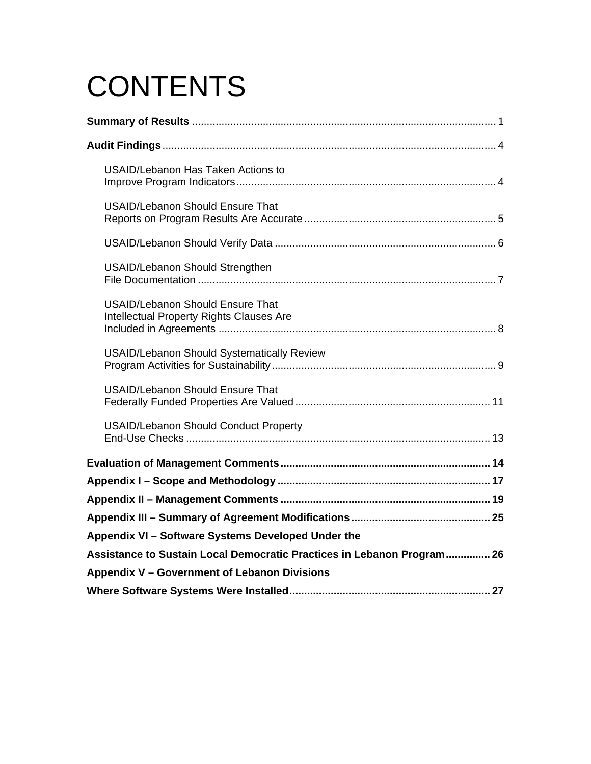# CONTENTS

**Summary of Results** ........................................................................................ 1

**Audit Findings** ................................................................................................ 4

USAID/Lebanon Has Taken Actions to Improve Program Indicators ........................................ 4

USAID/Lebanon Should Ensure That Reports on Program Results Are Accurate ............................. 5

USAID/Lebanon Should Verify Data ........................................................................ 6

USAID/Lebanon Should Strengthen File Documentation ..................................................... 7

USAID/Lebanon Should Ensure That Intellectual Property Rights Clauses Are Included in Agreements ............ 8

USAID/Lebanon Should Systematically Review Program Activities for Sustainability ...................... 9

USAID/Lebanon Should Ensure That Federally Funded Properties Are Valued ............................... 11

USAID/Lebanon Should Conduct Property End-Use Checks ..................................................... 13

**Evaluation of Management Comments** ........................................................................ 14

**Appendix I – Scope and Methodology** ....................................................................... 17

**Appendix II – Management Comments** ....................................................................... 19

**Appendix III – Summary of Agreement Modifications** ........................................................ 25

**Appendix VI – Software Systems Developed Under the Assistance to Sustain Local Democratic Practices in Lebanon Program** ............... 26

**Appendix V – Government of Lebanon Divisions Where Software Systems Were Installed** ........................ 27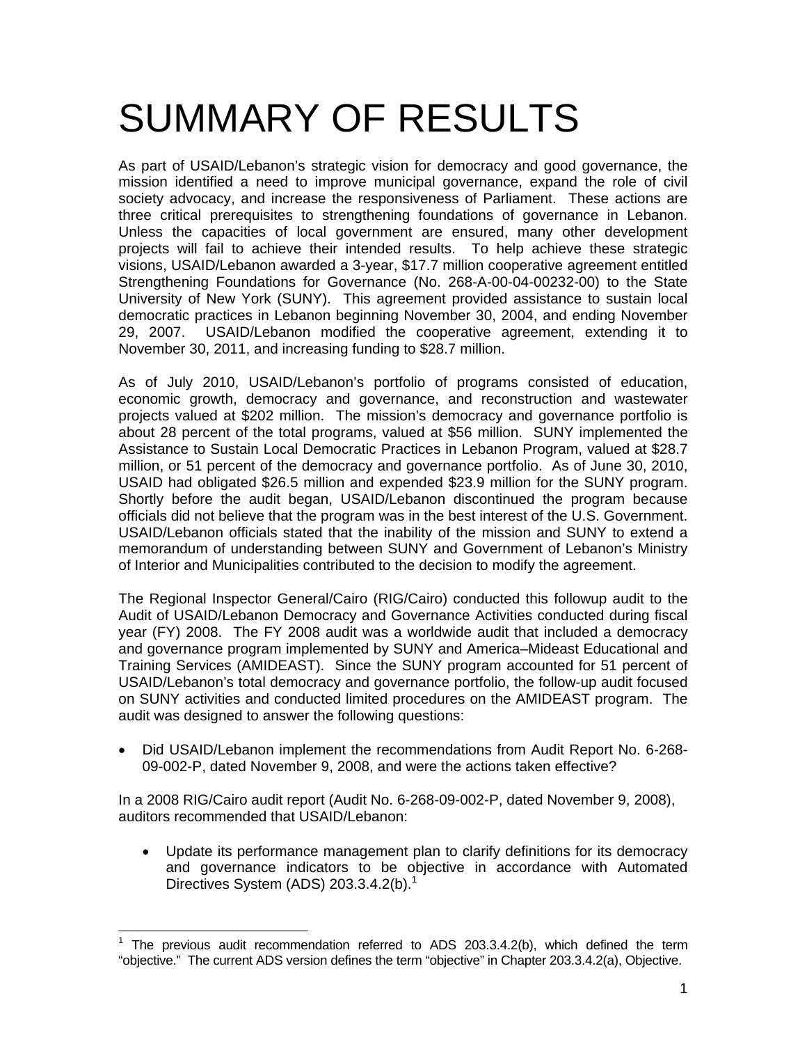# SUMMARY OF RESULTS

As part of USAID/Lebanon's strategic vision for democracy and good governance, the mission identified a need to improve municipal governance, expand the role of civil society advocacy, and increase the responsiveness of Parliament. These actions are three critical prerequisites to strengthening foundations of governance in Lebanon. Unless the capacities of local government are ensured, many other development projects will fail to achieve their intended results. To help achieve these strategic visions, USAID/Lebanon awarded a 3-year, $17.7 million cooperative agreement entitled Strengthening Foundations for Governance (No. 268-A-00-04-00232-00) to the State University of New York (SUNY). This agreement provided assistance to sustain local democratic practices in Lebanon beginning November 30, 2004, and ending November 29, 2007. USAID/Lebanon modified the cooperative agreement, extending it to November 30, 2011, and increasing funding to $28.7 million.

As of July 2010, USAID/Lebanon's portfolio of programs consisted of education, economic growth, democracy and governance, and reconstruction and wastewater projects valued at $202 million. The mission's democracy and governance portfolio is about 28 percent of the total programs, valued at $56 million. SUNY implemented the Assistance to Sustain Local Democratic Practices in Lebanon Program, valued at $28.7 million, or 51 percent of the democracy and governance portfolio. As of June 30, 2010, USAID had obligated $26.5 million and expended $23.9 million for the SUNY program. Shortly before the audit began, USAID/Lebanon discontinued the program because officials did not believe that the program was in the best interest of the U.S. Government. USAID/Lebanon officials stated that the inability of the mission and SUNY to extend a memorandum of understanding between SUNY and Government of Lebanon's Ministry of Interior and Municipalities contributed to the decision to modify the agreement.

The Regional Inspector General/Cairo (RIG/Cairo) conducted this followup audit to the Audit of USAID/Lebanon Democracy and Governance Activities conducted during fiscal year (FY) 2008. The FY 2008 audit was a worldwide audit that included a democracy and governance program implemented by SUNY and America–Mideast Educational and Training Services (AMIDEAST). Since the SUNY program accounted for 51 percent of USAID/Lebanon's total democracy and governance portfolio, the follow-up audit focused on SUNY activities and conducted limited procedures on the AMIDEAST program. The audit was designed to answer the following questions:

- Did USAID/Lebanon implement the recommendations from Audit Report No. 6-268-09-002-P, dated November 9, 2008, and were the actions taken effective?

In a 2008 RIG/Cairo audit report (Audit No. 6-268-09-002-P, dated November 9, 2008), auditors recommended that USAID/Lebanon:

- Update its performance management plan to clarify definitions for its democracy and governance indicators to be objective in accordance with Automated Directives System (ADS) 203.3.4.2(b).[1]

---

[1] The previous audit recommendation referred to ADS 203.3.4.2(b), which defined the term "objective." The current ADS version defines the term "objective" in Chapter 203.3.4.2(a), Objective.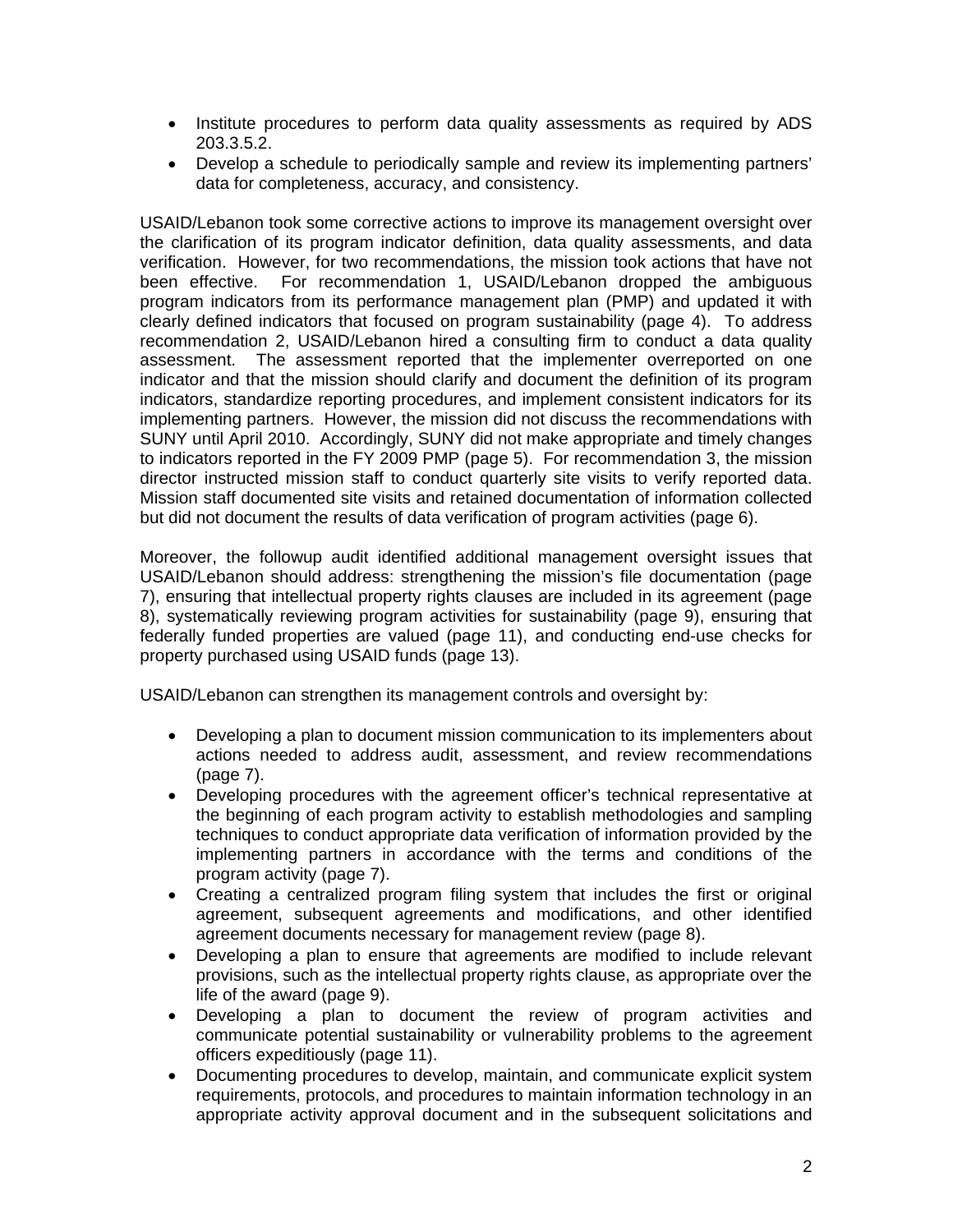- Institute procedures to perform data quality assessments as required by ADS 203.3.5.2.
- Develop a schedule to periodically sample and review its implementing partners' data for completeness, accuracy, and consistency.

USAID/Lebanon took some corrective actions to improve its management oversight over the clarification of its program indicator definition, data quality assessments, and data verification. However, for two recommendations, the mission took actions that have not been effective. For recommendation 1, USAID/Lebanon dropped the ambiguous program indicators from its performance management plan (PMP) and updated it with clearly defined indicators that focused on program sustainability (page 4). To address recommendation 2, USAID/Lebanon hired a consulting firm to conduct a data quality assessment. The assessment reported that the implementer overreported on one indicator and that the mission should clarify and document the definition of its program indicators, standardize reporting procedures, and implement consistent indicators for its implementing partners. However, the mission did not discuss the recommendations with SUNY until April 2010. Accordingly, SUNY did not make appropriate and timely changes to indicators reported in the FY 2009 PMP (page 5). For recommendation 3, the mission director instructed mission staff to conduct quarterly site visits to verify reported data. Mission staff documented site visits and retained documentation of information collected but did not document the results of data verification of program activities (page 6).

Moreover, the followup audit identified additional management oversight issues that USAID/Lebanon should address: strengthening the mission's file documentation (page 7), ensuring that intellectual property rights clauses are included in its agreement (page 8), systematically reviewing program activities for sustainability (page 9), ensuring that federally funded properties are valued (page 11), and conducting end-use checks for property purchased using USAID funds (page 13).

USAID/Lebanon can strengthen its management controls and oversight by:

- Developing a plan to document mission communication to its implementers about actions needed to address audit, assessment, and review recommendations (page 7).
- Developing procedures with the agreement officer's technical representative at the beginning of each program activity to establish methodologies and sampling techniques to conduct appropriate data verification of information provided by the implementing partners in accordance with the terms and conditions of the program activity (page 7).
- Creating a centralized program filing system that includes the first or original agreement, subsequent agreements and modifications, and other identified agreement documents necessary for management review (page 8).
- Developing a plan to ensure that agreements are modified to include relevant provisions, such as the intellectual property rights clause, as appropriate over the life of the award (page 9).
- Developing a plan to document the review of program activities and communicate potential sustainability or vulnerability problems to the agreement officers expeditiously (page 11).
- Documenting procedures to develop, maintain, and communicate explicit system requirements, protocols, and procedures to maintain information technology in an appropriate activity approval document and in the subsequent solicitations and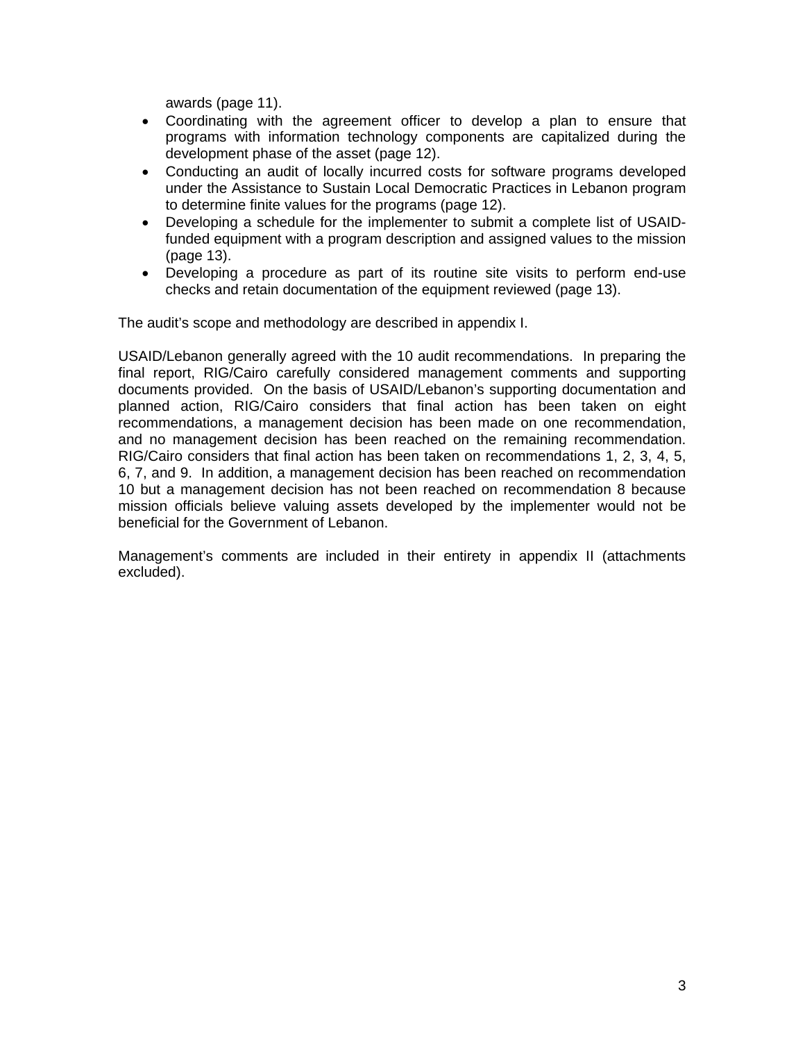awards (page 11).

- Coordinating with the agreement officer to develop a plan to ensure that programs with information technology components are capitalized during the development phase of the asset (page 12).
- Conducting an audit of locally incurred costs for software programs developed under the Assistance to Sustain Local Democratic Practices in Lebanon program to determine finite values for the programs (page 12).
- Developing a schedule for the implementer to submit a complete list of USAID-funded equipment with a program description and assigned values to the mission (page 13).
- Developing a procedure as part of its routine site visits to perform end-use checks and retain documentation of the equipment reviewed (page 13).

The audit's scope and methodology are described in appendix I.

USAID/Lebanon generally agreed with the 10 audit recommendations. In preparing the final report, RIG/Cairo carefully considered management comments and supporting documents provided. On the basis of USAID/Lebanon's supporting documentation and planned action, RIG/Cairo considers that final action has been taken on eight recommendations, a management decision has been made on one recommendation, and no management decision has been reached on the remaining recommendation. RIG/Cairo considers that final action has been taken on recommendations 1, 2, 3, 4, 5, 6, 7, and 9. In addition, a management decision has been reached on recommendation 10 but a management decision has not been reached on recommendation 8 because mission officials believe valuing assets developed by the implementer would not be beneficial for the Government of Lebanon.

Management's comments are included in their entirety in appendix II (attachments excluded).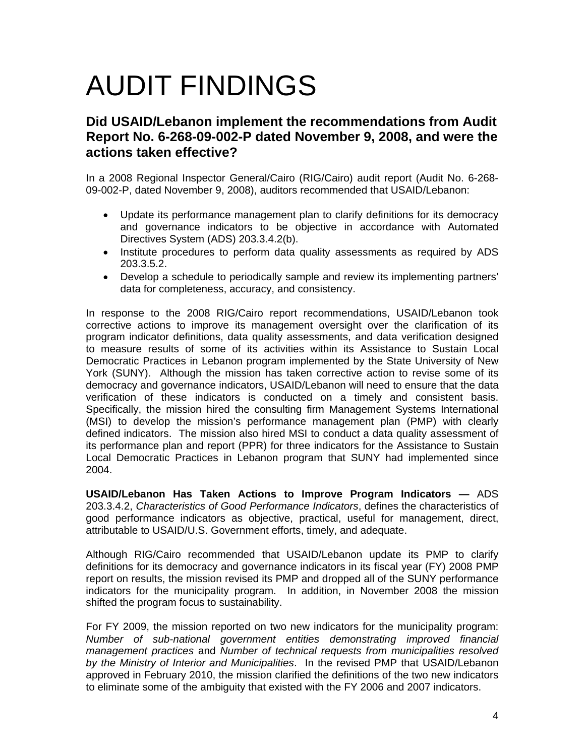# AUDIT FINDINGS

## Did USAID/Lebanon implement the recommendations from Audit Report No. 6-268-09-002-P dated November 9, 2008, and were the actions taken effective?

In a 2008 Regional Inspector General/Cairo (RIG/Cairo) audit report (Audit No. 6-268-09-002-P, dated November 9, 2008), auditors recommended that USAID/Lebanon:

- Update its performance management plan to clarify definitions for its democracy and governance indicators to be objective in accordance with Automated Directives System (ADS) 203.3.4.2(b).
- Institute procedures to perform data quality assessments as required by ADS 203.3.5.2.
- Develop a schedule to periodically sample and review its implementing partners' data for completeness, accuracy, and consistency.

In response to the 2008 RIG/Cairo report recommendations, USAID/Lebanon took corrective actions to improve its management oversight over the clarification of its program indicator definitions, data quality assessments, and data verification designed to measure results of some of its activities within its Assistance to Sustain Local Democratic Practices in Lebanon program implemented by the State University of New York (SUNY). Although the mission has taken corrective action to revise some of its democracy and governance indicators, USAID/Lebanon will need to ensure that the data verification of these indicators is conducted on a timely and consistent basis. Specifically, the mission hired the consulting firm Management Systems International (MSI) to develop the mission's performance management plan (PMP) with clearly defined indicators. The mission also hired MSI to conduct a data quality assessment of its performance plan and report (PPR) for three indicators for the Assistance to Sustain Local Democratic Practices in Lebanon program that SUNY had implemented since 2004.

**USAID/Lebanon Has Taken Actions to Improve Program Indicators —** ADS 203.3.4.2, *Characteristics of Good Performance Indicators*, defines the characteristics of good performance indicators as objective, practical, useful for management, direct, attributable to USAID/U.S. Government efforts, timely, and adequate.

Although RIG/Cairo recommended that USAID/Lebanon update its PMP to clarify definitions for its democracy and governance indicators in its fiscal year (FY) 2008 PMP report on results, the mission revised its PMP and dropped all of the SUNY performance indicators for the municipality program. In addition, in November 2008 the mission shifted the program focus to sustainability.

For FY 2009, the mission reported on two new indicators for the municipality program: *Number of sub-national government entities demonstrating improved financial management practices* and *Number of technical requests from municipalities resolved by the Ministry of Interior and Municipalities*. In the revised PMP that USAID/Lebanon approved in February 2010, the mission clarified the definitions of the two new indicators to eliminate some of the ambiguity that existed with the FY 2006 and 2007 indicators.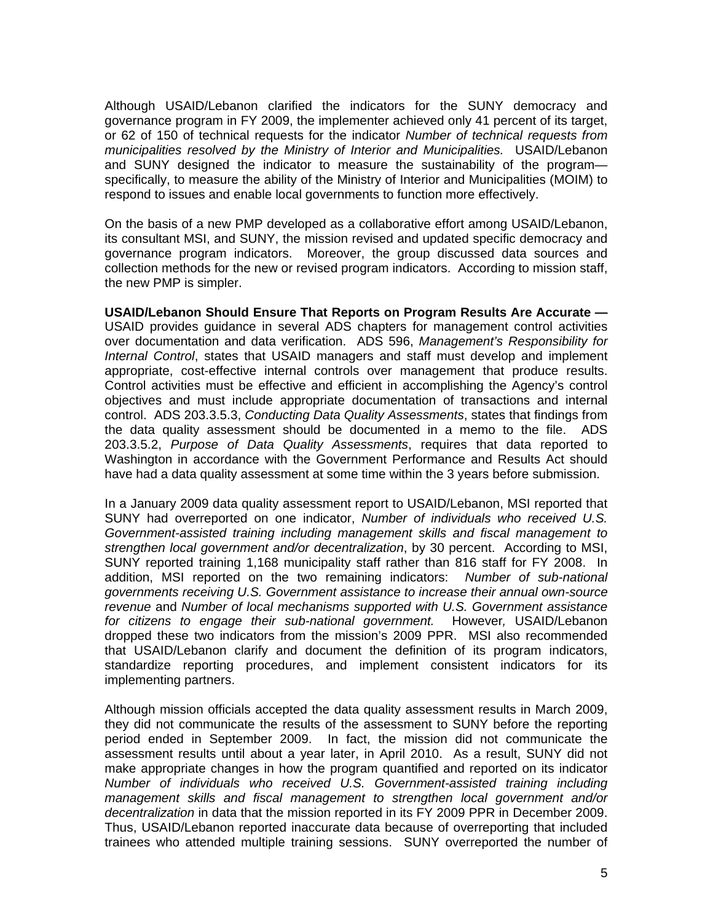Although USAID/Lebanon clarified the indicators for the SUNY democracy and governance program in FY 2009, the implementer achieved only 41 percent of its target, or 62 of 150 of technical requests for the indicator *Number of technical requests from municipalities resolved by the Ministry of Interior and Municipalities.* USAID/Lebanon and SUNY designed the indicator to measure the sustainability of the program—specifically, to measure the ability of the Ministry of Interior and Municipalities (MOIM) to respond to issues and enable local governments to function more effectively.

On the basis of a new PMP developed as a collaborative effort among USAID/Lebanon, its consultant MSI, and SUNY, the mission revised and updated specific democracy and governance program indicators. Moreover, the group discussed data sources and collection methods for the new or revised program indicators. According to mission staff, the new PMP is simpler.

**USAID/Lebanon Should Ensure That Reports on Program Results Are Accurate —** USAID provides guidance in several ADS chapters for management control activities over documentation and data verification. ADS 596, *Management's Responsibility for Internal Control*, states that USAID managers and staff must develop and implement appropriate, cost-effective internal controls over management that produce results. Control activities must be effective and efficient in accomplishing the Agency's control objectives and must include appropriate documentation of transactions and internal control. ADS 203.3.5.3, *Conducting Data Quality Assessments*, states that findings from the data quality assessment should be documented in a memo to the file. ADS 203.3.5.2, *Purpose of Data Quality Assessments*, requires that data reported to Washington in accordance with the Government Performance and Results Act should have had a data quality assessment at some time within the 3 years before submission.

In a January 2009 data quality assessment report to USAID/Lebanon, MSI reported that SUNY had overreported on one indicator, *Number of individuals who received U.S. Government-assisted training including management skills and fiscal management to strengthen local government and/or decentralization*, by 30 percent. According to MSI, SUNY reported training 1,168 municipality staff rather than 816 staff for FY 2008. In addition, MSI reported on the two remaining indicators: *Number of sub-national governments receiving U.S. Government assistance to increase their annual own-source revenue* and *Number of local mechanisms supported with U.S. Government assistance for citizens to engage their sub-national government.* However, USAID/Lebanon dropped these two indicators from the mission's 2009 PPR. MSI also recommended that USAID/Lebanon clarify and document the definition of its program indicators, standardize reporting procedures, and implement consistent indicators for its implementing partners.

Although mission officials accepted the data quality assessment results in March 2009, they did not communicate the results of the assessment to SUNY before the reporting period ended in September 2009. In fact, the mission did not communicate the assessment results until about a year later, in April 2010. As a result, SUNY did not make appropriate changes in how the program quantified and reported on its indicator *Number of individuals who received U.S. Government-assisted training including management skills and fiscal management to strengthen local government and/or decentralization* in data that the mission reported in its FY 2009 PPR in December 2009. Thus, USAID/Lebanon reported inaccurate data because of overreporting that included trainees who attended multiple training sessions. SUNY overreported the number of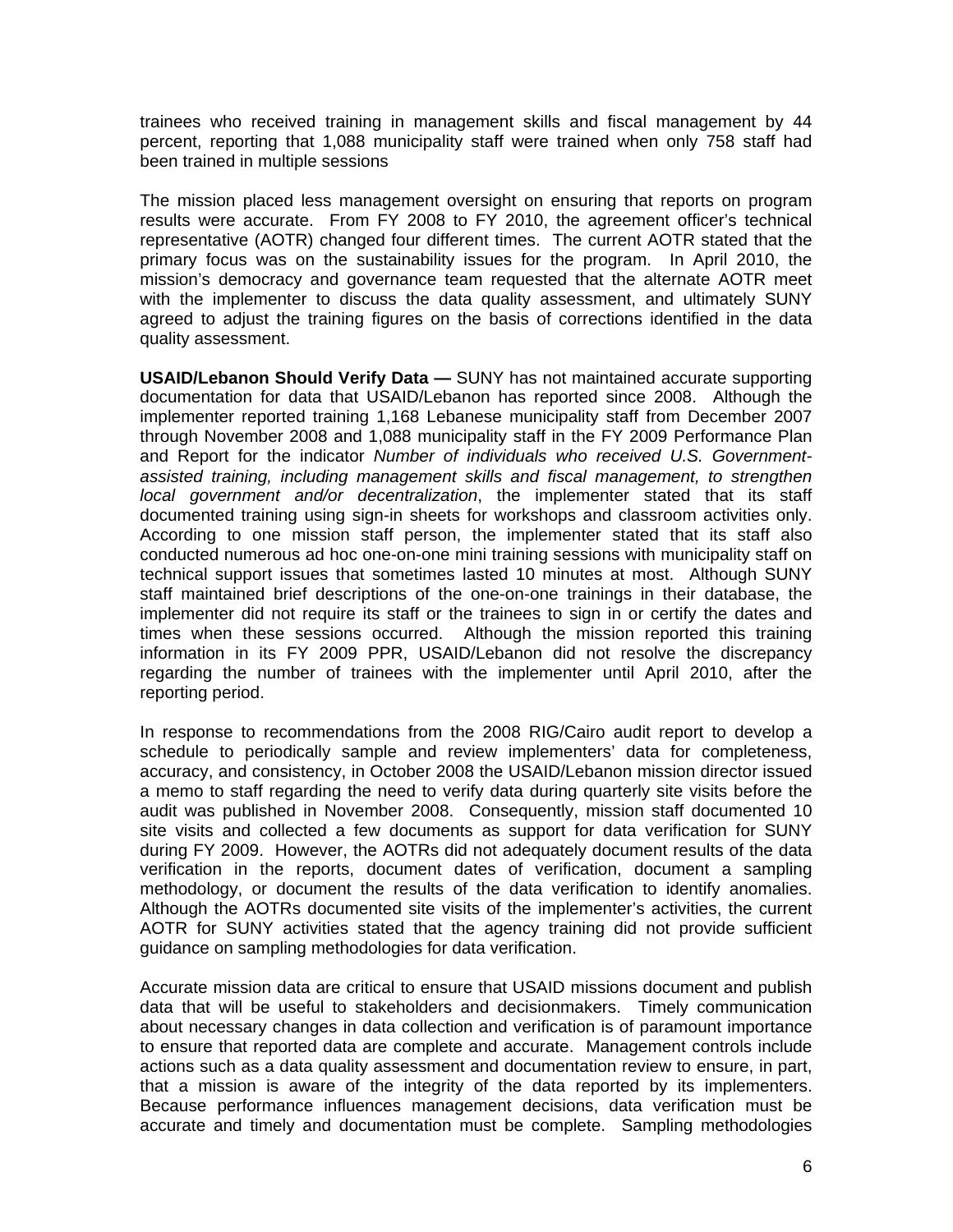trainees who received training in management skills and fiscal management by 44 percent, reporting that 1,088 municipality staff were trained when only 758 staff had been trained in multiple sessions

The mission placed less management oversight on ensuring that reports on program results were accurate. From FY 2008 to FY 2010, the agreement officer's technical representative (AOTR) changed four different times. The current AOTR stated that the primary focus was on the sustainability issues for the program. In April 2010, the mission's democracy and governance team requested that the alternate AOTR meet with the implementer to discuss the data quality assessment, and ultimately SUNY agreed to adjust the training figures on the basis of corrections identified in the data quality assessment.

**USAID/Lebanon Should Verify Data —** SUNY has not maintained accurate supporting documentation for data that USAID/Lebanon has reported since 2008. Although the implementer reported training 1,168 Lebanese municipality staff from December 2007 through November 2008 and 1,088 municipality staff in the FY 2009 Performance Plan and Report for the indicator *Number of individuals who received U.S. Government-assisted training, including management skills and fiscal management, to strengthen local government and/or decentralization*, the implementer stated that its staff documented training using sign-in sheets for workshops and classroom activities only. According to one mission staff person, the implementer stated that its staff also conducted numerous ad hoc one-on-one mini training sessions with municipality staff on technical support issues that sometimes lasted 10 minutes at most. Although SUNY staff maintained brief descriptions of the one-on-one trainings in their database, the implementer did not require its staff or the trainees to sign in or certify the dates and times when these sessions occurred. Although the mission reported this training information in its FY 2009 PPR, USAID/Lebanon did not resolve the discrepancy regarding the number of trainees with the implementer until April 2010, after the reporting period.

In response to recommendations from the 2008 RIG/Cairo audit report to develop a schedule to periodically sample and review implementers' data for completeness, accuracy, and consistency, in October 2008 the USAID/Lebanon mission director issued a memo to staff regarding the need to verify data during quarterly site visits before the audit was published in November 2008. Consequently, mission staff documented 10 site visits and collected a few documents as support for data verification for SUNY during FY 2009. However, the AOTRs did not adequately document results of the data verification in the reports, document dates of verification, document a sampling methodology, or document the results of the data verification to identify anomalies. Although the AOTRs documented site visits of the implementer's activities, the current AOTR for SUNY activities stated that the agency training did not provide sufficient guidance on sampling methodologies for data verification.

Accurate mission data are critical to ensure that USAID missions document and publish data that will be useful to stakeholders and decisionmakers. Timely communication about necessary changes in data collection and verification is of paramount importance to ensure that reported data are complete and accurate. Management controls include actions such as a data quality assessment and documentation review to ensure, in part, that a mission is aware of the integrity of the data reported by its implementers. Because performance influences management decisions, data verification must be accurate and timely and documentation must be complete. Sampling methodologies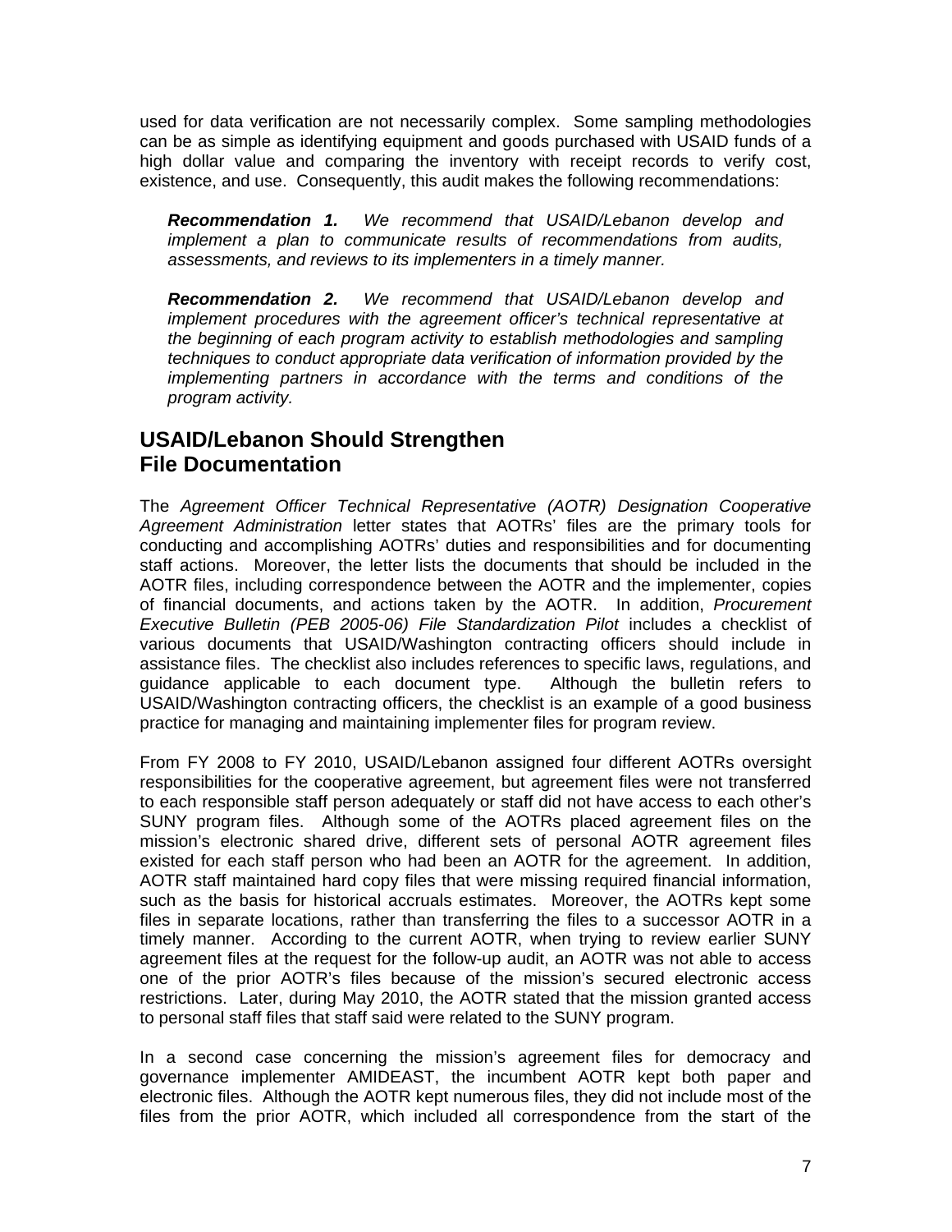used for data verification are not necessarily complex. Some sampling methodologies can be as simple as identifying equipment and goods purchased with USAID funds of a high dollar value and comparing the inventory with receipt records to verify cost, existence, and use. Consequently, this audit makes the following recommendations:

> ***Recommendation 1.*** *We recommend that USAID/Lebanon develop and implement a plan to communicate results of recommendations from audits, assessments, and reviews to its implementers in a timely manner.*
>
> ***Recommendation 2.*** *We recommend that USAID/Lebanon develop and implement procedures with the agreement officer's technical representative at the beginning of each program activity to establish methodologies and sampling techniques to conduct appropriate data verification of information provided by the implementing partners in accordance with the terms and conditions of the program activity.*

## USAID/Lebanon Should Strengthen File Documentation

The *Agreement Officer Technical Representative (AOTR) Designation Cooperative Agreement Administration* letter states that AOTRs' files are the primary tools for conducting and accomplishing AOTRs' duties and responsibilities and for documenting staff actions. Moreover, the letter lists the documents that should be included in the AOTR files, including correspondence between the AOTR and the implementer, copies of financial documents, and actions taken by the AOTR. In addition, *Procurement Executive Bulletin (PEB 2005-06) File Standardization Pilot* includes a checklist of various documents that USAID/Washington contracting officers should include in assistance files. The checklist also includes references to specific laws, regulations, and guidance applicable to each document type. Although the bulletin refers to USAID/Washington contracting officers, the checklist is an example of a good business practice for managing and maintaining implementer files for program review.

From FY 2008 to FY 2010, USAID/Lebanon assigned four different AOTRs oversight responsibilities for the cooperative agreement, but agreement files were not transferred to each responsible staff person adequately or staff did not have access to each other's SUNY program files. Although some of the AOTRs placed agreement files on the mission's electronic shared drive, different sets of personal AOTR agreement files existed for each staff person who had been an AOTR for the agreement. In addition, AOTR staff maintained hard copy files that were missing required financial information, such as the basis for historical accruals estimates. Moreover, the AOTRs kept some files in separate locations, rather than transferring the files to a successor AOTR in a timely manner. According to the current AOTR, when trying to review earlier SUNY agreement files at the request for the follow-up audit, an AOTR was not able to access one of the prior AOTR's files because of the mission's secured electronic access restrictions. Later, during May 2010, the AOTR stated that the mission granted access to personal staff files that staff said were related to the SUNY program.

In a second case concerning the mission's agreement files for democracy and governance implementer AMIDEAST, the incumbent AOTR kept both paper and electronic files. Although the AOTR kept numerous files, they did not include most of the files from the prior AOTR, which included all correspondence from the start of the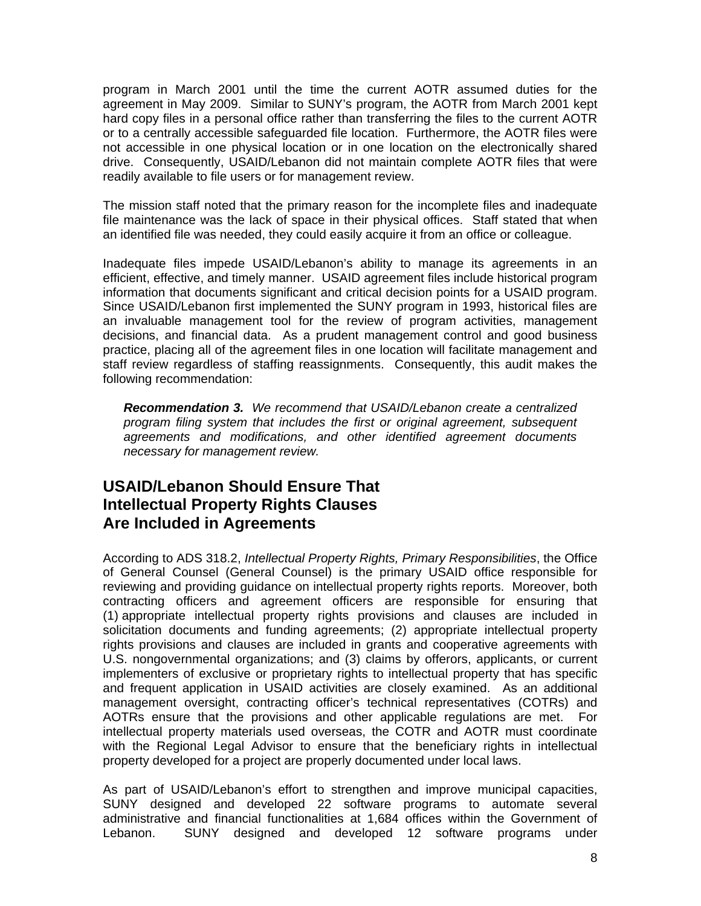program in March 2001 until the time the current AOTR assumed duties for the agreement in May 2009. Similar to SUNY's program, the AOTR from March 2001 kept hard copy files in a personal office rather than transferring the files to the current AOTR or to a centrally accessible safeguarded file location. Furthermore, the AOTR files were not accessible in one physical location or in one location on the electronically shared drive. Consequently, USAID/Lebanon did not maintain complete AOTR files that were readily available to file users or for management review.

The mission staff noted that the primary reason for the incomplete files and inadequate file maintenance was the lack of space in their physical offices. Staff stated that when an identified file was needed, they could easily acquire it from an office or colleague.

Inadequate files impede USAID/Lebanon's ability to manage its agreements in an efficient, effective, and timely manner. USAID agreement files include historical program information that documents significant and critical decision points for a USAID program. Since USAID/Lebanon first implemented the SUNY program in 1993, historical files are an invaluable management tool for the review of program activities, management decisions, and financial data. As a prudent management control and good business practice, placing all of the agreement files in one location will facilitate management and staff review regardless of staffing reassignments. Consequently, this audit makes the following recommendation:

> ***Recommendation 3.*** *We recommend that USAID/Lebanon create a centralized program filing system that includes the first or original agreement, subsequent agreements and modifications, and other identified agreement documents necessary for management review.*

## USAID/Lebanon Should Ensure That Intellectual Property Rights Clauses Are Included in Agreements

According to ADS 318.2, *Intellectual Property Rights, Primary Responsibilities*, the Office of General Counsel (General Counsel) is the primary USAID office responsible for reviewing and providing guidance on intellectual property rights reports. Moreover, both contracting officers and agreement officers are responsible for ensuring that (1) appropriate intellectual property rights provisions and clauses are included in solicitation documents and funding agreements; (2) appropriate intellectual property rights provisions and clauses are included in grants and cooperative agreements with U.S. nongovernmental organizations; and (3) claims by offerors, applicants, or current implementers of exclusive or proprietary rights to intellectual property that has specific and frequent application in USAID activities are closely examined. As an additional management oversight, contracting officer's technical representatives (COTRs) and AOTRs ensure that the provisions and other applicable regulations are met. For intellectual property materials used overseas, the COTR and AOTR must coordinate with the Regional Legal Advisor to ensure that the beneficiary rights in intellectual property developed for a project are properly documented under local laws.

As part of USAID/Lebanon's effort to strengthen and improve municipal capacities, SUNY designed and developed 22 software programs to automate several administrative and financial functionalities at 1,684 offices within the Government of Lebanon. SUNY designed and developed 12 software programs under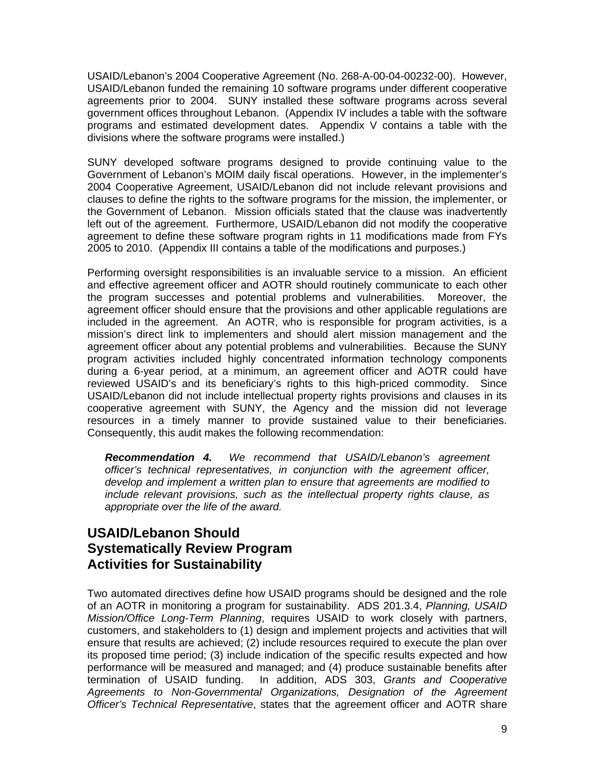USAID/Lebanon's 2004 Cooperative Agreement (No. 268-A-00-04-00232-00). However, USAID/Lebanon funded the remaining 10 software programs under different cooperative agreements prior to 2004. SUNY installed these software programs across several government offices throughout Lebanon. (Appendix IV includes a table with the software programs and estimated development dates. Appendix V contains a table with the divisions where the software programs were installed.)

SUNY developed software programs designed to provide continuing value to the Government of Lebanon's MOIM daily fiscal operations. However, in the implementer's 2004 Cooperative Agreement, USAID/Lebanon did not include relevant provisions and clauses to define the rights to the software programs for the mission, the implementer, or the Government of Lebanon. Mission officials stated that the clause was inadvertently left out of the agreement. Furthermore, USAID/Lebanon did not modify the cooperative agreement to define these software program rights in 11 modifications made from FYs 2005 to 2010. (Appendix III contains a table of the modifications and purposes.)

Performing oversight responsibilities is an invaluable service to a mission. An efficient and effective agreement officer and AOTR should routinely communicate to each other the program successes and potential problems and vulnerabilities. Moreover, the agreement officer should ensure that the provisions and other applicable regulations are included in the agreement. An AOTR, who is responsible for program activities, is a mission's direct link to implementers and should alert mission management and the agreement officer about any potential problems and vulnerabilities. Because the SUNY program activities included highly concentrated information technology components during a 6-year period, at a minimum, an agreement officer and AOTR could have reviewed USAID's and its beneficiary's rights to this high-priced commodity. Since USAID/Lebanon did not include intellectual property rights provisions and clauses in its cooperative agreement with SUNY, the Agency and the mission did not leverage resources in a timely manner to provide sustained value to their beneficiaries. Consequently, this audit makes the following recommendation:

> ***Recommendation 4.*** *We recommend that USAID/Lebanon's agreement officer's technical representatives, in conjunction with the agreement officer, develop and implement a written plan to ensure that agreements are modified to include relevant provisions, such as the intellectual property rights clause, as appropriate over the life of the award.*

## USAID/Lebanon Should Systematically Review Program Activities for Sustainability

Two automated directives define how USAID programs should be designed and the role of an AOTR in monitoring a program for sustainability. ADS 201.3.4, *Planning, USAID Mission/Office Long-Term Planning*, requires USAID to work closely with partners, customers, and stakeholders to (1) design and implement projects and activities that will ensure that results are achieved; (2) include resources required to execute the plan over its proposed time period; (3) include indication of the specific results expected and how performance will be measured and managed; and (4) produce sustainable benefits after termination of USAID funding. In addition, ADS 303, *Grants and Cooperative Agreements to Non-Governmental Organizations, Designation of the Agreement Officer's Technical Representative*, states that the agreement officer and AOTR share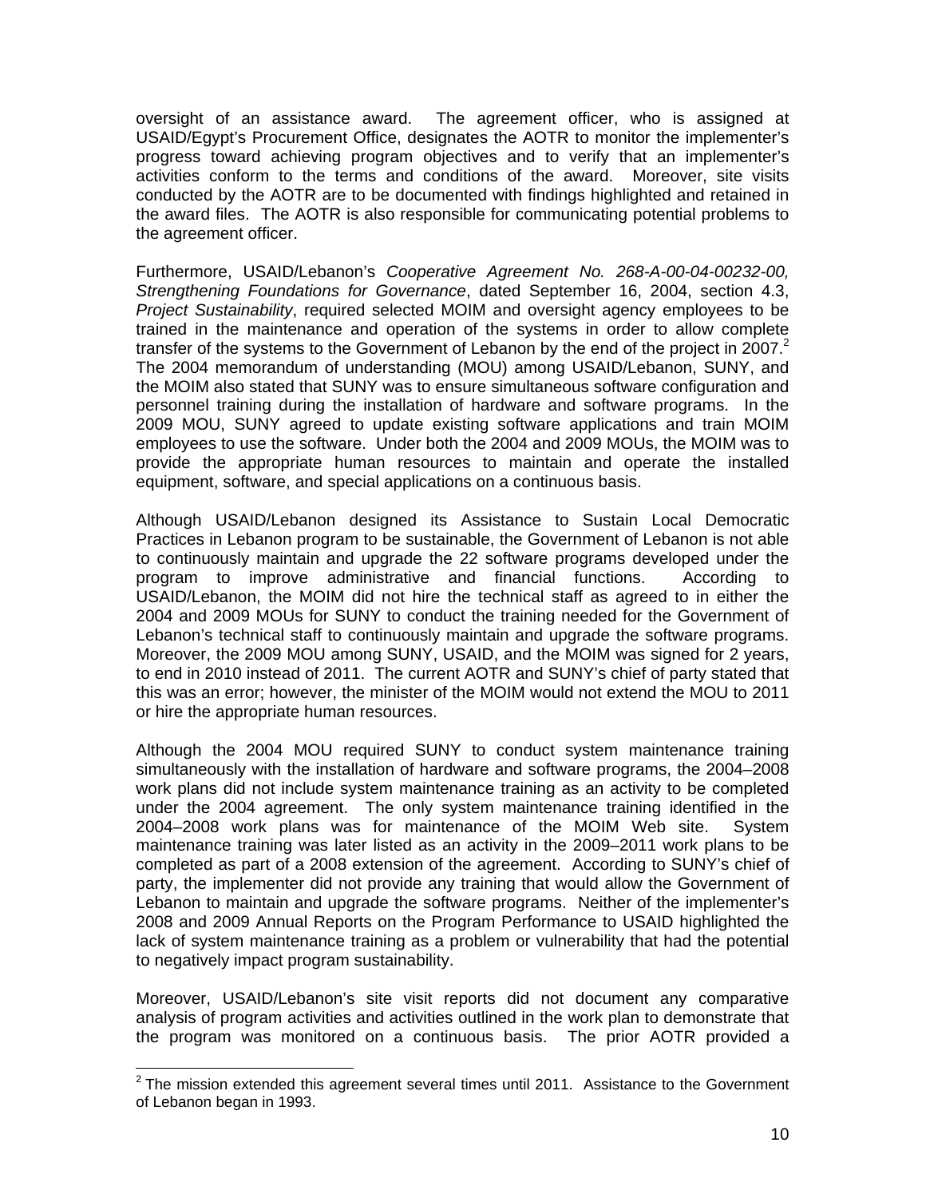oversight of an assistance award. The agreement officer, who is assigned at USAID/Egypt's Procurement Office, designates the AOTR to monitor the implementer's progress toward achieving program objectives and to verify that an implementer's activities conform to the terms and conditions of the award. Moreover, site visits conducted by the AOTR are to be documented with findings highlighted and retained in the award files. The AOTR is also responsible for communicating potential problems to the agreement officer.

Furthermore, USAID/Lebanon's *Cooperative Agreement No. 268-A-00-04-00232-00, Strengthening Foundations for Governance*, dated September 16, 2004, section 4.3, *Project Sustainability*, required selected MOIM and oversight agency employees to be trained in the maintenance and operation of the systems in order to allow complete transfer of the systems to the Government of Lebanon by the end of the project in 2007.[2] The 2004 memorandum of understanding (MOU) among USAID/Lebanon, SUNY, and the MOIM also stated that SUNY was to ensure simultaneous software configuration and personnel training during the installation of hardware and software programs. In the 2009 MOU, SUNY agreed to update existing software applications and train MOIM employees to use the software. Under both the 2004 and 2009 MOUs, the MOIM was to provide the appropriate human resources to maintain and operate the installed equipment, software, and special applications on a continuous basis.

Although USAID/Lebanon designed its Assistance to Sustain Local Democratic Practices in Lebanon program to be sustainable, the Government of Lebanon is not able to continuously maintain and upgrade the 22 software programs developed under the program to improve administrative and financial functions. According to USAID/Lebanon, the MOIM did not hire the technical staff as agreed to in either the 2004 and 2009 MOUs for SUNY to conduct the training needed for the Government of Lebanon's technical staff to continuously maintain and upgrade the software programs. Moreover, the 2009 MOU among SUNY, USAID, and the MOIM was signed for 2 years, to end in 2010 instead of 2011. The current AOTR and SUNY's chief of party stated that this was an error; however, the minister of the MOIM would not extend the MOU to 2011 or hire the appropriate human resources.

Although the 2004 MOU required SUNY to conduct system maintenance training simultaneously with the installation of hardware and software programs, the 2004–2008 work plans did not include system maintenance training as an activity to be completed under the 2004 agreement. The only system maintenance training identified in the 2004–2008 work plans was for maintenance of the MOIM Web site. System maintenance training was later listed as an activity in the 2009–2011 work plans to be completed as part of a 2008 extension of the agreement. According to SUNY's chief of party, the implementer did not provide any training that would allow the Government of Lebanon to maintain and upgrade the software programs. Neither of the implementer's 2008 and 2009 Annual Reports on the Program Performance to USAID highlighted the lack of system maintenance training as a problem or vulnerability that had the potential to negatively impact program sustainability.

Moreover, USAID/Lebanon's site visit reports did not document any comparative analysis of program activities and activities outlined in the work plan to demonstrate that the program was monitored on a continuous basis. The prior AOTR provided a

---

[2] The mission extended this agreement several times until 2011. Assistance to the Government of Lebanon began in 1993.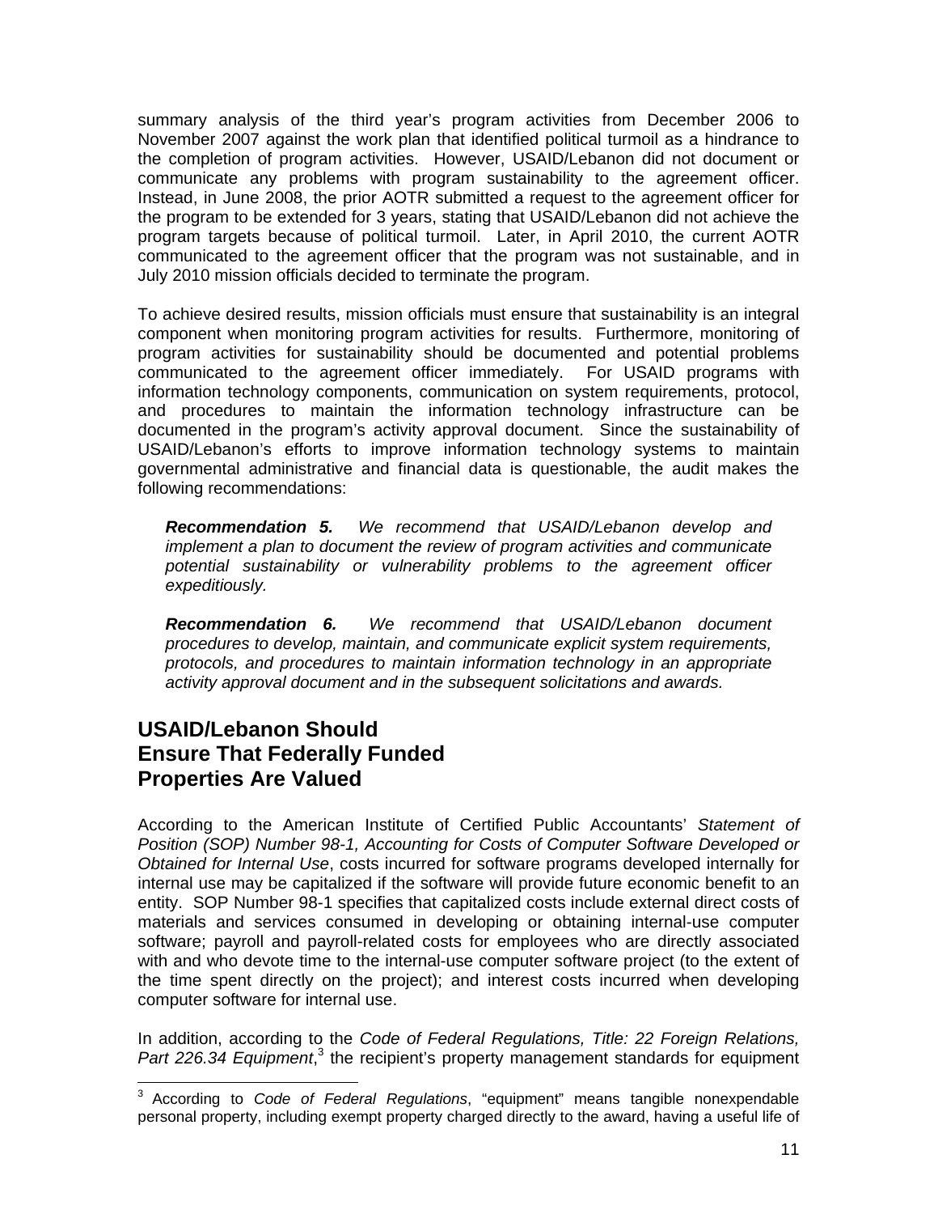summary analysis of the third year's program activities from December 2006 to November 2007 against the work plan that identified political turmoil as a hindrance to the completion of program activities. However, USAID/Lebanon did not document or communicate any problems with program sustainability to the agreement officer. Instead, in June 2008, the prior AOTR submitted a request to the agreement officer for the program to be extended for 3 years, stating that USAID/Lebanon did not achieve the program targets because of political turmoil. Later, in April 2010, the current AOTR communicated to the agreement officer that the program was not sustainable, and in July 2010 mission officials decided to terminate the program.

To achieve desired results, mission officials must ensure that sustainability is an integral component when monitoring program activities for results. Furthermore, monitoring of program activities for sustainability should be documented and potential problems communicated to the agreement officer immediately. For USAID programs with information technology components, communication on system requirements, protocol, and procedures to maintain the information technology infrastructure can be documented in the program's activity approval document. Since the sustainability of USAID/Lebanon's efforts to improve information technology systems to maintain governmental administrative and financial data is questionable, the audit makes the following recommendations:

> ***Recommendation 5.*** *We recommend that USAID/Lebanon develop and implement a plan to document the review of program activities and communicate potential sustainability or vulnerability problems to the agreement officer expeditiously.*

> ***Recommendation 6.*** *We recommend that USAID/Lebanon document procedures to develop, maintain, and communicate explicit system requirements, protocols, and procedures to maintain information technology in an appropriate activity approval document and in the subsequent solicitations and awards.*

## USAID/Lebanon Should Ensure That Federally Funded Properties Are Valued

According to the American Institute of Certified Public Accountants' *Statement of Position (SOP) Number 98-1, Accounting for Costs of Computer Software Developed or Obtained for Internal Use*, costs incurred for software programs developed internally for internal use may be capitalized if the software will provide future economic benefit to an entity. SOP Number 98-1 specifies that capitalized costs include external direct costs of materials and services consumed in developing or obtaining internal-use computer software; payroll and payroll-related costs for employees who are directly associated with and who devote time to the internal-use computer software project (to the extent of the time spent directly on the project); and interest costs incurred when developing computer software for internal use.

In addition, according to the *Code of Federal Regulations, Title: 22 Foreign Relations, Part 226.34 Equipment*,[3] the recipient's property management standards for equipment

[3] According to *Code of Federal Regulations*, "equipment" means tangible nonexpendable personal property, including exempt property charged directly to the award, having a useful life of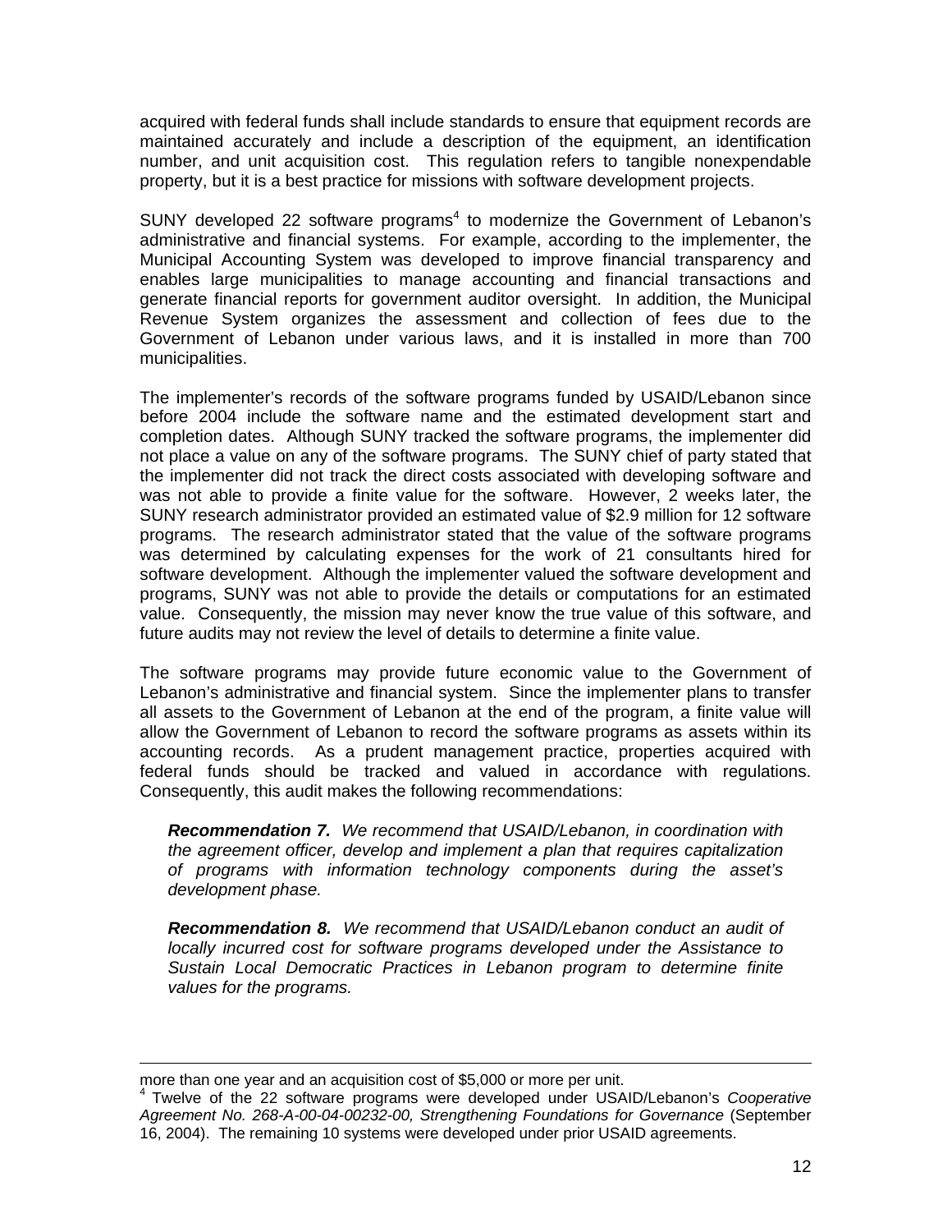acquired with federal funds shall include standards to ensure that equipment records are maintained accurately and include a description of the equipment, an identification number, and unit acquisition cost. This regulation refers to tangible nonexpendable property, but it is a best practice for missions with software development projects.

SUNY developed 22 software programs[4] to modernize the Government of Lebanon's administrative and financial systems. For example, according to the implementer, the Municipal Accounting System was developed to improve financial transparency and enables large municipalities to manage accounting and financial transactions and generate financial reports for government auditor oversight. In addition, the Municipal Revenue System organizes the assessment and collection of fees due to the Government of Lebanon under various laws, and it is installed in more than 700 municipalities.

The implementer's records of the software programs funded by USAID/Lebanon since before 2004 include the software name and the estimated development start and completion dates. Although SUNY tracked the software programs, the implementer did not place a value on any of the software programs. The SUNY chief of party stated that the implementer did not track the direct costs associated with developing software and was not able to provide a finite value for the software. However, 2 weeks later, the SUNY research administrator provided an estimated value of \$2.9 million for 12 software programs. The research administrator stated that the value of the software programs was determined by calculating expenses for the work of 21 consultants hired for software development. Although the implementer valued the software development and programs, SUNY was not able to provide the details or computations for an estimated value. Consequently, the mission may never know the true value of this software, and future audits may not review the level of details to determine a finite value.

The software programs may provide future economic value to the Government of Lebanon's administrative and financial system. Since the implementer plans to transfer all assets to the Government of Lebanon at the end of the program, a finite value will allow the Government of Lebanon to record the software programs as assets within its accounting records. As a prudent management practice, properties acquired with federal funds should be tracked and valued in accordance with regulations. Consequently, this audit makes the following recommendations:

> ***Recommendation 7.*** *We recommend that USAID/Lebanon, in coordination with the agreement officer, develop and implement a plan that requires capitalization of programs with information technology components during the asset's development phase.*
>
> ***Recommendation 8.*** *We recommend that USAID/Lebanon conduct an audit of locally incurred cost for software programs developed under the Assistance to Sustain Local Democratic Practices in Lebanon program to determine finite values for the programs.*

---

more than one year and an acquisition cost of \$5,000 or more per unit.

[4] Twelve of the 22 software programs were developed under USAID/Lebanon's *Cooperative Agreement No. 268-A-00-04-00232-00, Strengthening Foundations for Governance* (September 16, 2004). The remaining 10 systems were developed under prior USAID agreements.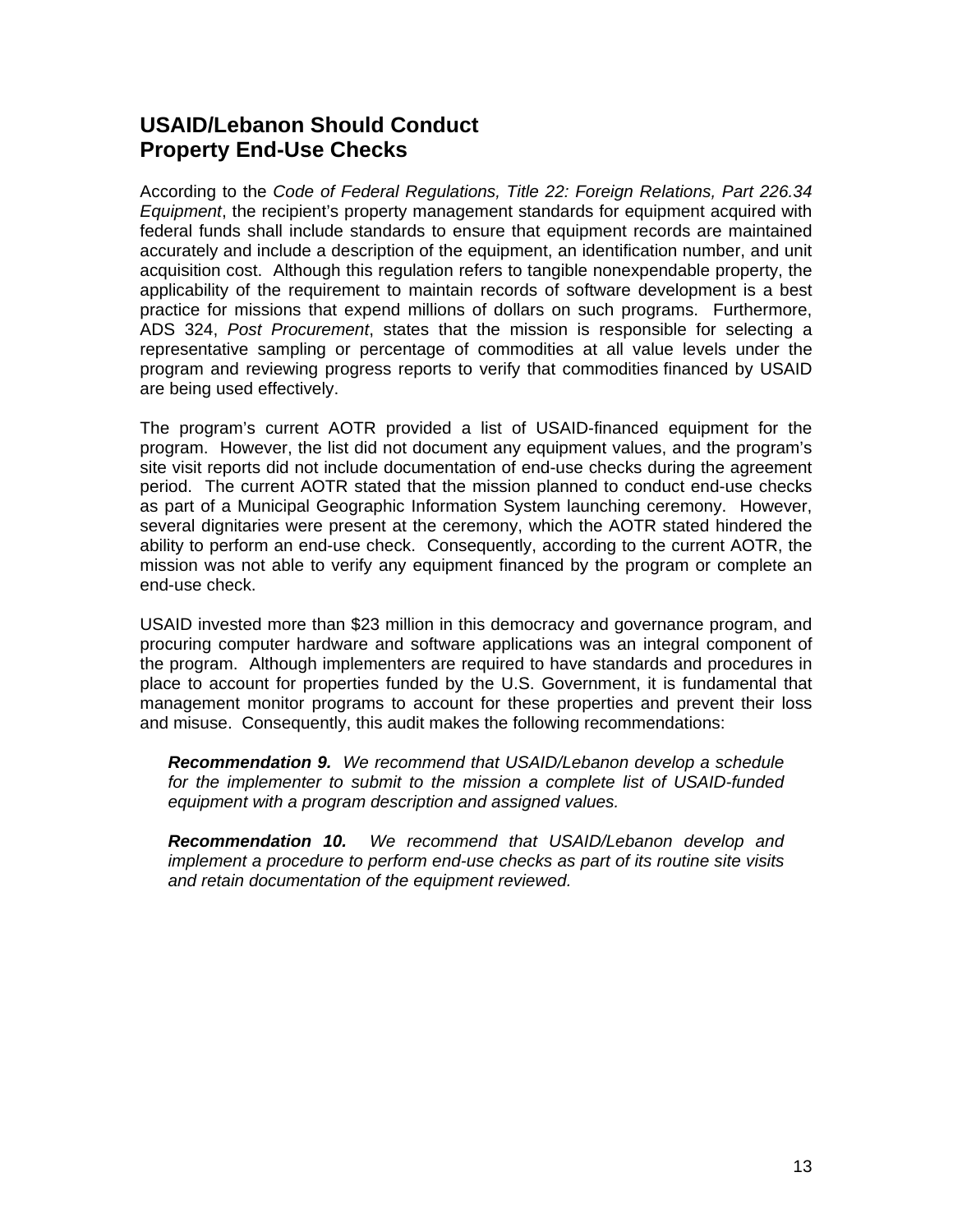## USAID/Lebanon Should Conduct Property End-Use Checks

According to the *Code of Federal Regulations, Title 22: Foreign Relations, Part 226.34 Equipment*, the recipient's property management standards for equipment acquired with federal funds shall include standards to ensure that equipment records are maintained accurately and include a description of the equipment, an identification number, and unit acquisition cost. Although this regulation refers to tangible nonexpendable property, the applicability of the requirement to maintain records of software development is a best practice for missions that expend millions of dollars on such programs. Furthermore, ADS 324, *Post Procurement*, states that the mission is responsible for selecting a representative sampling or percentage of commodities at all value levels under the program and reviewing progress reports to verify that commodities financed by USAID are being used effectively.

The program's current AOTR provided a list of USAID-financed equipment for the program. However, the list did not document any equipment values, and the program's site visit reports did not include documentation of end-use checks during the agreement period. The current AOTR stated that the mission planned to conduct end-use checks as part of a Municipal Geographic Information System launching ceremony. However, several dignitaries were present at the ceremony, which the AOTR stated hindered the ability to perform an end-use check. Consequently, according to the current AOTR, the mission was not able to verify any equipment financed by the program or complete an end-use check.

USAID invested more than $23 million in this democracy and governance program, and procuring computer hardware and software applications was an integral component of the program. Although implementers are required to have standards and procedures in place to account for properties funded by the U.S. Government, it is fundamental that management monitor programs to account for these properties and prevent their loss and misuse. Consequently, this audit makes the following recommendations:

> ***Recommendation 9.*** *We recommend that USAID/Lebanon develop a schedule for the implementer to submit to the mission a complete list of USAID-funded equipment with a program description and assigned values.*
>
> ***Recommendation 10.*** *We recommend that USAID/Lebanon develop and implement a procedure to perform end-use checks as part of its routine site visits and retain documentation of the equipment reviewed.*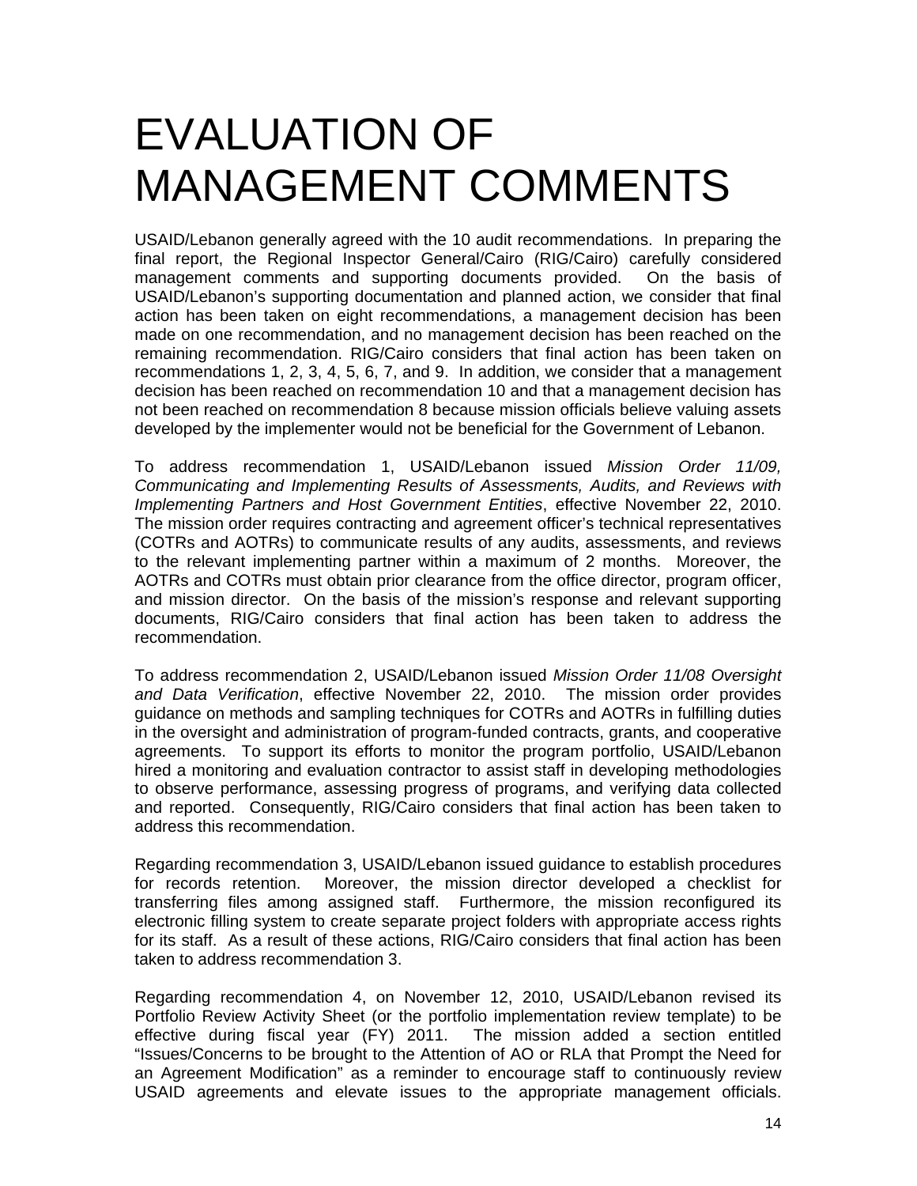# EVALUATION OF MANAGEMENT COMMENTS

USAID/Lebanon generally agreed with the 10 audit recommendations. In preparing the final report, the Regional Inspector General/Cairo (RIG/Cairo) carefully considered management comments and supporting documents provided. On the basis of USAID/Lebanon's supporting documentation and planned action, we consider that final action has been taken on eight recommendations, a management decision has been made on one recommendation, and no management decision has been reached on the remaining recommendation. RIG/Cairo considers that final action has been taken on recommendations 1, 2, 3, 4, 5, 6, 7, and 9. In addition, we consider that a management decision has been reached on recommendation 10 and that a management decision has not been reached on recommendation 8 because mission officials believe valuing assets developed by the implementer would not be beneficial for the Government of Lebanon.

To address recommendation 1, USAID/Lebanon issued *Mission Order 11/09, Communicating and Implementing Results of Assessments, Audits, and Reviews with Implementing Partners and Host Government Entities*, effective November 22, 2010. The mission order requires contracting and agreement officer's technical representatives (COTRs and AOTRs) to communicate results of any audits, assessments, and reviews to the relevant implementing partner within a maximum of 2 months. Moreover, the AOTRs and COTRs must obtain prior clearance from the office director, program officer, and mission director. On the basis of the mission's response and relevant supporting documents, RIG/Cairo considers that final action has been taken to address the recommendation.

To address recommendation 2, USAID/Lebanon issued *Mission Order 11/08 Oversight and Data Verification*, effective November 22, 2010. The mission order provides guidance on methods and sampling techniques for COTRs and AOTRs in fulfilling duties in the oversight and administration of program-funded contracts, grants, and cooperative agreements. To support its efforts to monitor the program portfolio, USAID/Lebanon hired a monitoring and evaluation contractor to assist staff in developing methodologies to observe performance, assessing progress of programs, and verifying data collected and reported. Consequently, RIG/Cairo considers that final action has been taken to address this recommendation.

Regarding recommendation 3, USAID/Lebanon issued guidance to establish procedures for records retention. Moreover, the mission director developed a checklist for transferring files among assigned staff. Furthermore, the mission reconfigured its electronic filling system to create separate project folders with appropriate access rights for its staff. As a result of these actions, RIG/Cairo considers that final action has been taken to address recommendation 3.

Regarding recommendation 4, on November 12, 2010, USAID/Lebanon revised its Portfolio Review Activity Sheet (or the portfolio implementation review template) to be effective during fiscal year (FY) 2011. The mission added a section entitled "Issues/Concerns to be brought to the Attention of AO or RLA that Prompt the Need for an Agreement Modification" as a reminder to encourage staff to continuously review USAID agreements and elevate issues to the appropriate management officials.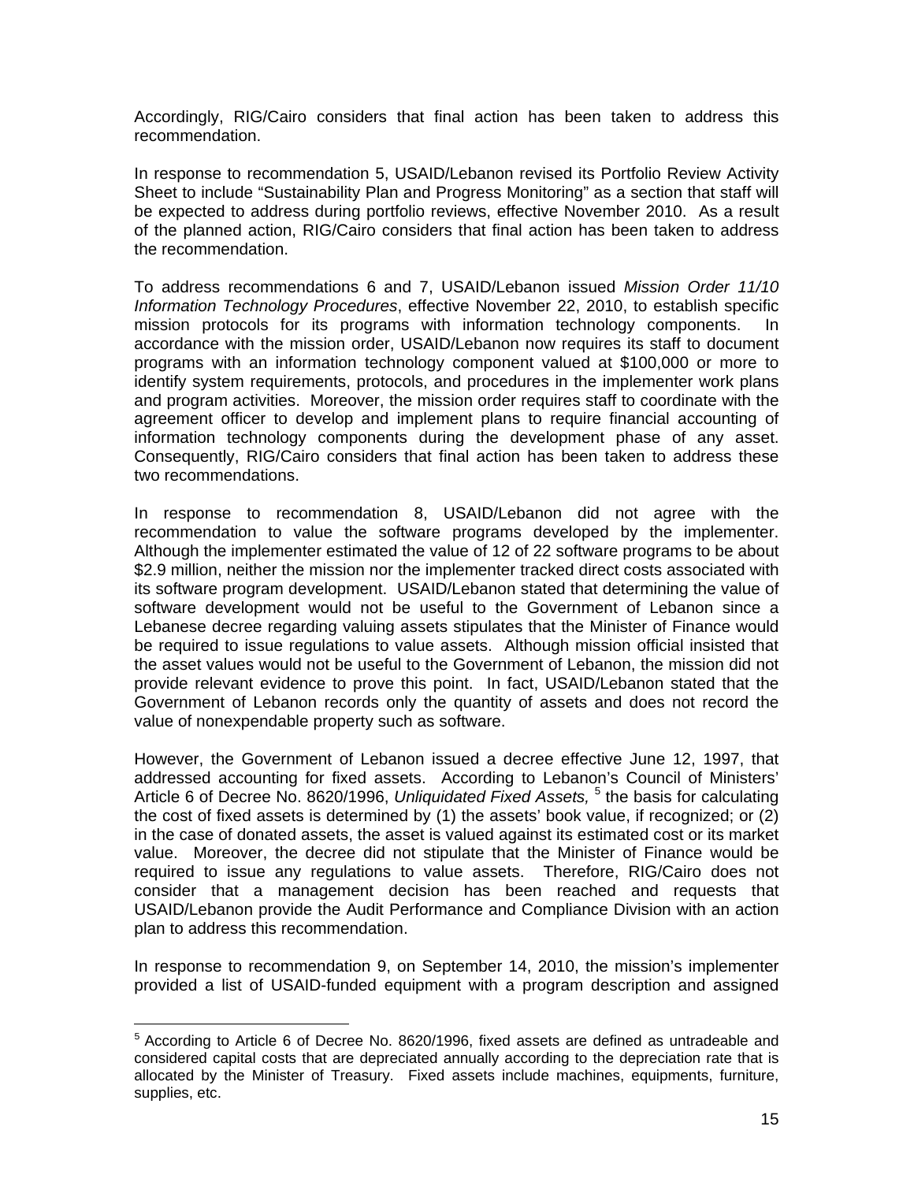Accordingly, RIG/Cairo considers that final action has been taken to address this recommendation.

In response to recommendation 5, USAID/Lebanon revised its Portfolio Review Activity Sheet to include "Sustainability Plan and Progress Monitoring" as a section that staff will be expected to address during portfolio reviews, effective November 2010. As a result of the planned action, RIG/Cairo considers that final action has been taken to address the recommendation.

To address recommendations 6 and 7, USAID/Lebanon issued *Mission Order 11/10 Information Technology Procedures*, effective November 22, 2010, to establish specific mission protocols for its programs with information technology components. In accordance with the mission order, USAID/Lebanon now requires its staff to document programs with an information technology component valued at $100,000 or more to identify system requirements, protocols, and procedures in the implementer work plans and program activities. Moreover, the mission order requires staff to coordinate with the agreement officer to develop and implement plans to require financial accounting of information technology components during the development phase of any asset. Consequently, RIG/Cairo considers that final action has been taken to address these two recommendations.

In response to recommendation 8, USAID/Lebanon did not agree with the recommendation to value the software programs developed by the implementer. Although the implementer estimated the value of 12 of 22 software programs to be about $2.9 million, neither the mission nor the implementer tracked direct costs associated with its software program development. USAID/Lebanon stated that determining the value of software development would not be useful to the Government of Lebanon since a Lebanese decree regarding valuing assets stipulates that the Minister of Finance would be required to issue regulations to value assets. Although mission official insisted that the asset values would not be useful to the Government of Lebanon, the mission did not provide relevant evidence to prove this point. In fact, USAID/Lebanon stated that the Government of Lebanon records only the quantity of assets and does not record the value of nonexpendable property such as software.

However, the Government of Lebanon issued a decree effective June 12, 1997, that addressed accounting for fixed assets. According to Lebanon's Council of Ministers' Article 6 of Decree No. 8620/1996, *Unliquidated Fixed Assets,* [5] the basis for calculating the cost of fixed assets is determined by (1) the assets' book value, if recognized; or (2) in the case of donated assets, the asset is valued against its estimated cost or its market value. Moreover, the decree did not stipulate that the Minister of Finance would be required to issue any regulations to value assets. Therefore, RIG/Cairo does not consider that a management decision has been reached and requests that USAID/Lebanon provide the Audit Performance and Compliance Division with an action plan to address this recommendation.

In response to recommendation 9, on September 14, 2010, the mission's implementer provided a list of USAID-funded equipment with a program description and assigned

---

[5] According to Article 6 of Decree No. 8620/1996, fixed assets are defined as untradeable and considered capital costs that are depreciated annually according to the depreciation rate that is allocated by the Minister of Treasury. Fixed assets include machines, equipments, furniture, supplies, etc.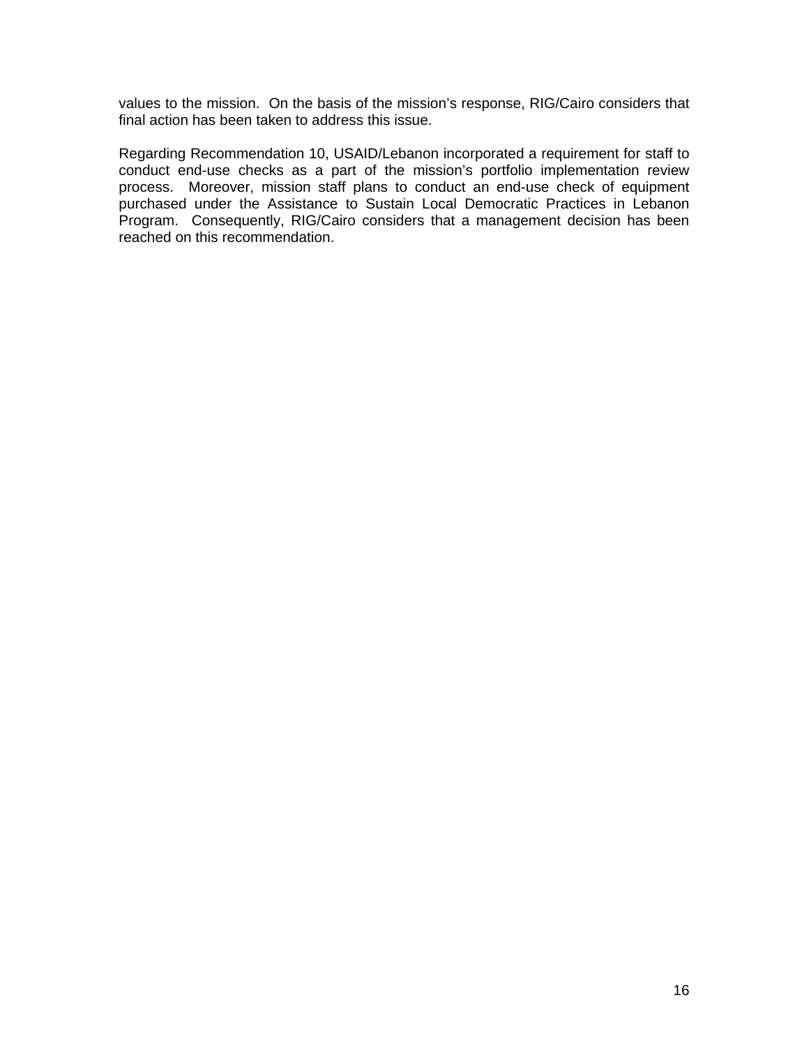values to the mission. On the basis of the mission's response, RIG/Cairo considers that final action has been taken to address this issue.

Regarding Recommendation 10, USAID/Lebanon incorporated a requirement for staff to conduct end-use checks as a part of the mission's portfolio implementation review process. Moreover, mission staff plans to conduct an end-use check of equipment purchased under the Assistance to Sustain Local Democratic Practices in Lebanon Program. Consequently, RIG/Cairo considers that a management decision has been reached on this recommendation.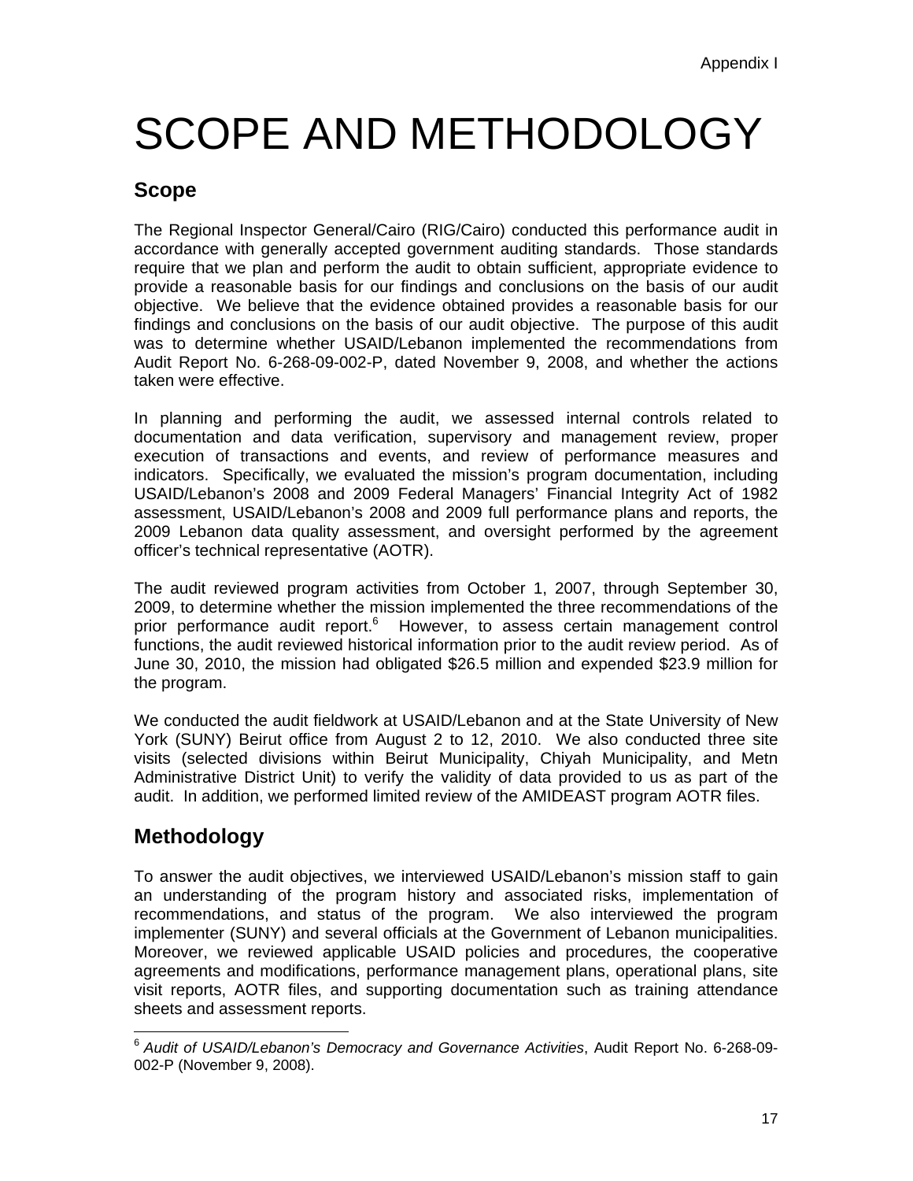Appendix I

# SCOPE AND METHODOLOGY

## Scope

The Regional Inspector General/Cairo (RIG/Cairo) conducted this performance audit in accordance with generally accepted government auditing standards. Those standards require that we plan and perform the audit to obtain sufficient, appropriate evidence to provide a reasonable basis for our findings and conclusions on the basis of our audit objective. We believe that the evidence obtained provides a reasonable basis for our findings and conclusions on the basis of our audit objective. The purpose of this audit was to determine whether USAID/Lebanon implemented the recommendations from Audit Report No. 6-268-09-002-P, dated November 9, 2008, and whether the actions taken were effective.

In planning and performing the audit, we assessed internal controls related to documentation and data verification, supervisory and management review, proper execution of transactions and events, and review of performance measures and indicators. Specifically, we evaluated the mission's program documentation, including USAID/Lebanon's 2008 and 2009 Federal Managers' Financial Integrity Act of 1982 assessment, USAID/Lebanon's 2008 and 2009 full performance plans and reports, the 2009 Lebanon data quality assessment, and oversight performed by the agreement officer's technical representative (AOTR).

The audit reviewed program activities from October 1, 2007, through September 30, 2009, to determine whether the mission implemented the three recommendations of the prior performance audit report.[6] However, to assess certain management control functions, the audit reviewed historical information prior to the audit review period. As of June 30, 2010, the mission had obligated $26.5 million and expended $23.9 million for the program.

We conducted the audit fieldwork at USAID/Lebanon and at the State University of New York (SUNY) Beirut office from August 2 to 12, 2010. We also conducted three site visits (selected divisions within Beirut Municipality, Chiyah Municipality, and Metn Administrative District Unit) to verify the validity of data provided to us as part of the audit. In addition, we performed limited review of the AMIDEAST program AOTR files.

## Methodology

To answer the audit objectives, we interviewed USAID/Lebanon's mission staff to gain an understanding of the program history and associated risks, implementation of recommendations, and status of the program. We also interviewed the program implementer (SUNY) and several officials at the Government of Lebanon municipalities. Moreover, we reviewed applicable USAID policies and procedures, the cooperative agreements and modifications, performance management plans, operational plans, site visit reports, AOTR files, and supporting documentation such as training attendance sheets and assessment reports.

---

[6] *Audit of USAID/Lebanon's Democracy and Governance Activities*, Audit Report No. 6-268-09-002-P (November 9, 2008).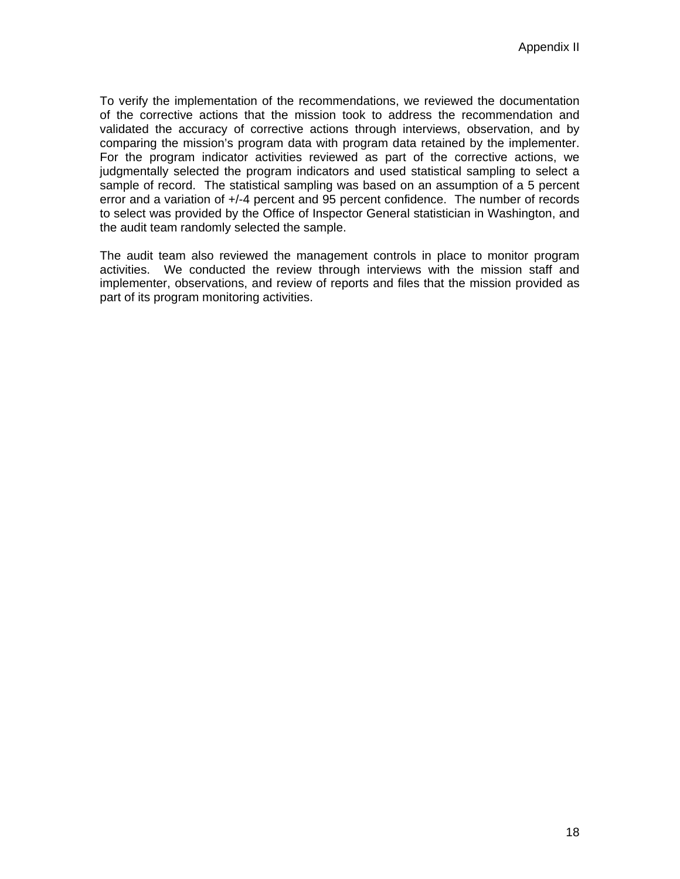To verify the implementation of the recommendations, we reviewed the documentation of the corrective actions that the mission took to address the recommendation and validated the accuracy of corrective actions through interviews, observation, and by comparing the mission's program data with program data retained by the implementer. For the program indicator activities reviewed as part of the corrective actions, we judgmentally selected the program indicators and used statistical sampling to select a sample of record. The statistical sampling was based on an assumption of a 5 percent error and a variation of +/-4 percent and 95 percent confidence. The number of records to select was provided by the Office of Inspector General statistician in Washington, and the audit team randomly selected the sample.

The audit team also reviewed the management controls in place to monitor program activities. We conducted the review through interviews with the mission staff and implementer, observations, and review of reports and files that the mission provided as part of its program monitoring activities.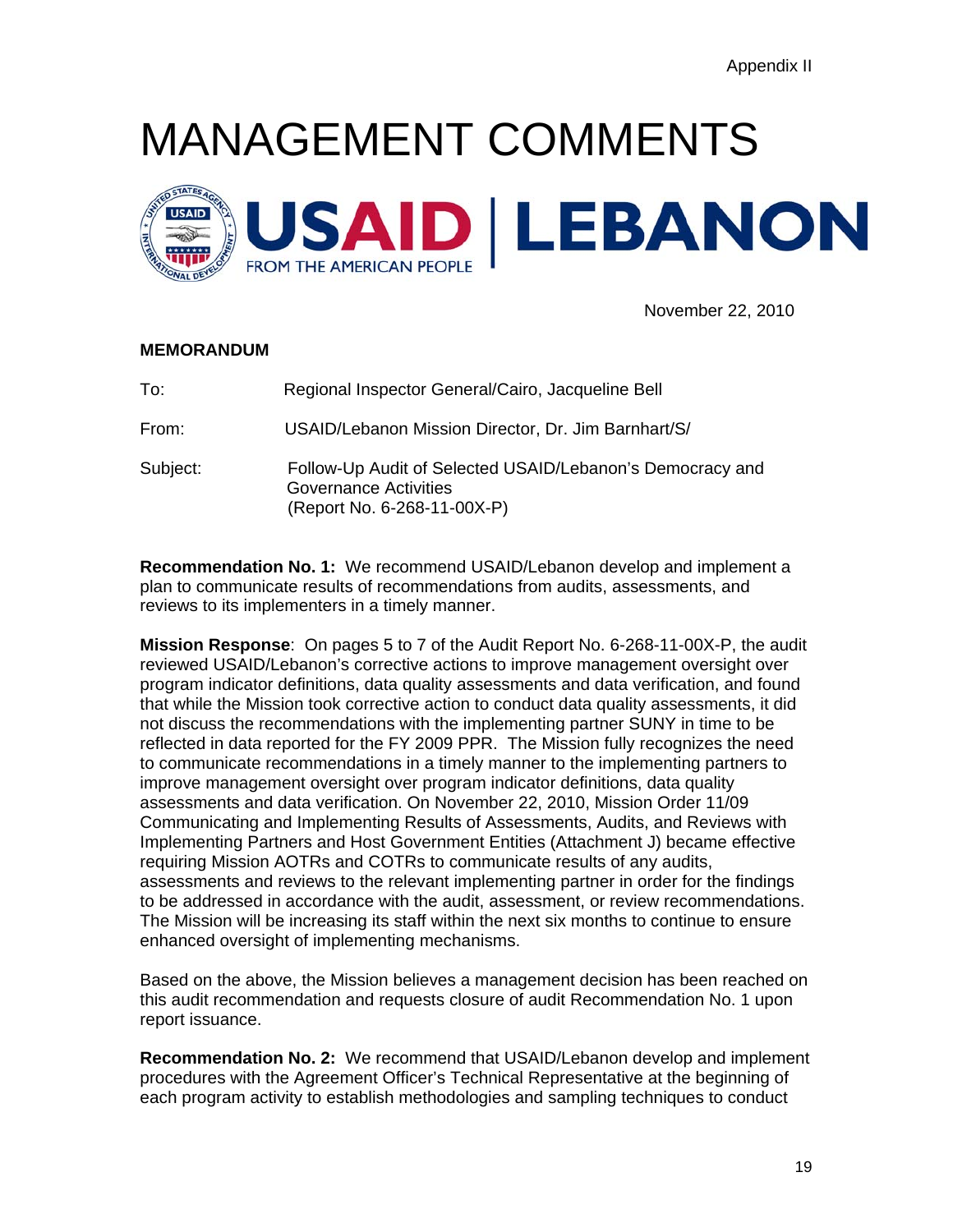# MANAGEMENT COMMENTS

**USAID | LEBANON**
FROM THE AMERICAN PEOPLE

November 22, 2010

**MEMORANDUM**

To: Regional Inspector General/Cairo, Jacqueline Bell

From: USAID/Lebanon Mission Director, Dr. Jim Barnhart/S/

Subject: Follow-Up Audit of Selected USAID/Lebanon's Democracy and Governance Activities (Report No. 6-268-11-00X-P)

**Recommendation No. 1:** We recommend USAID/Lebanon develop and implement a plan to communicate results of recommendations from audits, assessments, and reviews to its implementers in a timely manner.

**Mission Response**: On pages 5 to 7 of the Audit Report No. 6-268-11-00X-P, the audit reviewed USAID/Lebanon's corrective actions to improve management oversight over program indicator definitions, data quality assessments and data verification, and found that while the Mission took corrective action to conduct data quality assessments, it did not discuss the recommendations with the implementing partner SUNY in time to be reflected in data reported for the FY 2009 PPR. The Mission fully recognizes the need to communicate recommendations in a timely manner to the implementing partners to improve management oversight over program indicator definitions, data quality assessments and data verification. On November 22, 2010, Mission Order 11/09 Communicating and Implementing Results of Assessments, Audits, and Reviews with Implementing Partners and Host Government Entities (Attachment J) became effective requiring Mission AOTRs and COTRs to communicate results of any audits, assessments and reviews to the relevant implementing partner in order for the findings to be addressed in accordance with the audit, assessment, or review recommendations. The Mission will be increasing its staff within the next six months to continue to ensure enhanced oversight of implementing mechanisms.

Based on the above, the Mission believes a management decision has been reached on this audit recommendation and requests closure of audit Recommendation No. 1 upon report issuance.

**Recommendation No. 2:** We recommend that USAID/Lebanon develop and implement procedures with the Agreement Officer's Technical Representative at the beginning of each program activity to establish methodologies and sampling techniques to conduct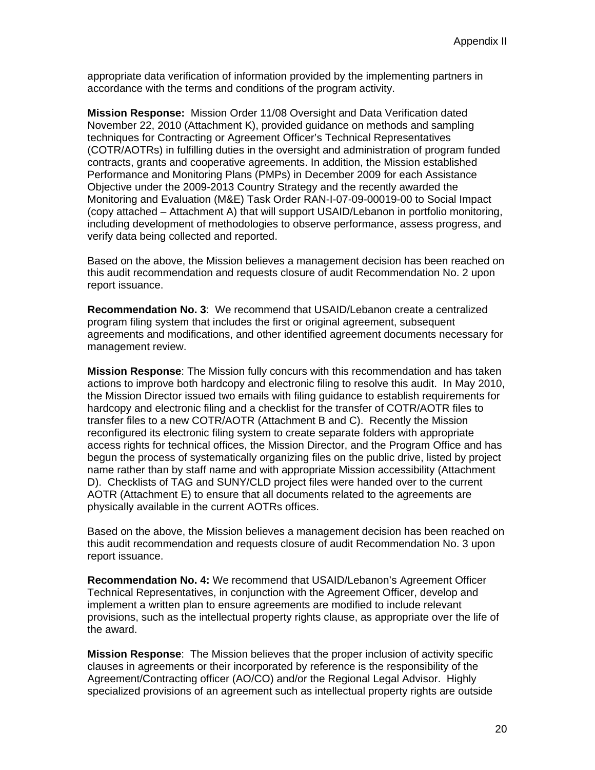appropriate data verification of information provided by the implementing partners in accordance with the terms and conditions of the program activity.

**Mission Response:** Mission Order 11/08 Oversight and Data Verification dated November 22, 2010 (Attachment K), provided guidance on methods and sampling techniques for Contracting or Agreement Officer's Technical Representatives (COTR/AOTRs) in fulfilling duties in the oversight and administration of program funded contracts, grants and cooperative agreements. In addition, the Mission established Performance and Monitoring Plans (PMPs) in December 2009 for each Assistance Objective under the 2009-2013 Country Strategy and the recently awarded the Monitoring and Evaluation (M&E) Task Order RAN-I-07-09-00019-00 to Social Impact (copy attached – Attachment A) that will support USAID/Lebanon in portfolio monitoring, including development of methodologies to observe performance, assess progress, and verify data being collected and reported.

Based on the above, the Mission believes a management decision has been reached on this audit recommendation and requests closure of audit Recommendation No. 2 upon report issuance.

**Recommendation No. 3**: We recommend that USAID/Lebanon create a centralized program filing system that includes the first or original agreement, subsequent agreements and modifications, and other identified agreement documents necessary for management review.

**Mission Response**: The Mission fully concurs with this recommendation and has taken actions to improve both hardcopy and electronic filing to resolve this audit. In May 2010, the Mission Director issued two emails with filing guidance to establish requirements for hardcopy and electronic filing and a checklist for the transfer of COTR/AOTR files to transfer files to a new COTR/AOTR (Attachment B and C). Recently the Mission reconfigured its electronic filing system to create separate folders with appropriate access rights for technical offices, the Mission Director, and the Program Office and has begun the process of systematically organizing files on the public drive, listed by project name rather than by staff name and with appropriate Mission accessibility (Attachment D). Checklists of TAG and SUNY/CLD project files were handed over to the current AOTR (Attachment E) to ensure that all documents related to the agreements are physically available in the current AOTRs offices.

Based on the above, the Mission believes a management decision has been reached on this audit recommendation and requests closure of audit Recommendation No. 3 upon report issuance.

**Recommendation No. 4:** We recommend that USAID/Lebanon's Agreement Officer Technical Representatives, in conjunction with the Agreement Officer, develop and implement a written plan to ensure agreements are modified to include relevant provisions, such as the intellectual property rights clause, as appropriate over the life of the award.

**Mission Response**: The Mission believes that the proper inclusion of activity specific clauses in agreements or their incorporated by reference is the responsibility of the Agreement/Contracting officer (AO/CO) and/or the Regional Legal Advisor. Highly specialized provisions of an agreement such as intellectual property rights are outside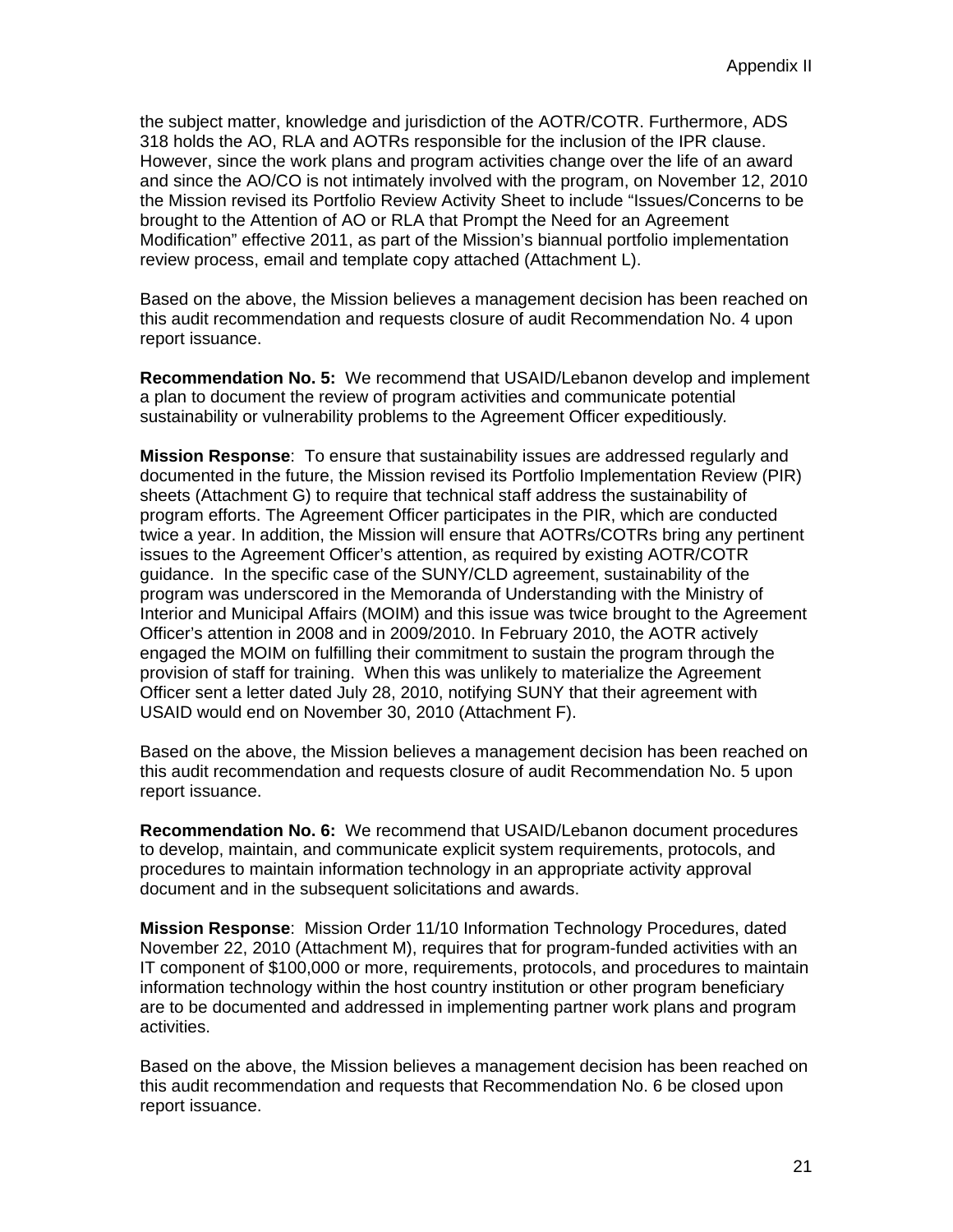the subject matter, knowledge and jurisdiction of the AOTR/COTR. Furthermore, ADS 318 holds the AO, RLA and AOTRs responsible for the inclusion of the IPR clause. However, since the work plans and program activities change over the life of an award and since the AO/CO is not intimately involved with the program, on November 12, 2010 the Mission revised its Portfolio Review Activity Sheet to include "Issues/Concerns to be brought to the Attention of AO or RLA that Prompt the Need for an Agreement Modification" effective 2011, as part of the Mission's biannual portfolio implementation review process, email and template copy attached (Attachment L).

Based on the above, the Mission believes a management decision has been reached on this audit recommendation and requests closure of audit Recommendation No. 4 upon report issuance.

**Recommendation No. 5:** We recommend that USAID/Lebanon develop and implement a plan to document the review of program activities and communicate potential sustainability or vulnerability problems to the Agreement Officer expeditiously.

**Mission Response**: To ensure that sustainability issues are addressed regularly and documented in the future, the Mission revised its Portfolio Implementation Review (PIR) sheets (Attachment G) to require that technical staff address the sustainability of program efforts. The Agreement Officer participates in the PIR, which are conducted twice a year. In addition, the Mission will ensure that AOTRs/COTRs bring any pertinent issues to the Agreement Officer's attention, as required by existing AOTR/COTR guidance. In the specific case of the SUNY/CLD agreement, sustainability of the program was underscored in the Memoranda of Understanding with the Ministry of Interior and Municipal Affairs (MOIM) and this issue was twice brought to the Agreement Officer's attention in 2008 and in 2009/2010. In February 2010, the AOTR actively engaged the MOIM on fulfilling their commitment to sustain the program through the provision of staff for training. When this was unlikely to materialize the Agreement Officer sent a letter dated July 28, 2010, notifying SUNY that their agreement with USAID would end on November 30, 2010 (Attachment F).

Based on the above, the Mission believes a management decision has been reached on this audit recommendation and requests closure of audit Recommendation No. 5 upon report issuance.

**Recommendation No. 6:** We recommend that USAID/Lebanon document procedures to develop, maintain, and communicate explicit system requirements, protocols, and procedures to maintain information technology in an appropriate activity approval document and in the subsequent solicitations and awards.

**Mission Response**: Mission Order 11/10 Information Technology Procedures, dated November 22, 2010 (Attachment M), requires that for program-funded activities with an IT component of $100,000 or more, requirements, protocols, and procedures to maintain information technology within the host country institution or other program beneficiary are to be documented and addressed in implementing partner work plans and program activities.

Based on the above, the Mission believes a management decision has been reached on this audit recommendation and requests that Recommendation No. 6 be closed upon report issuance.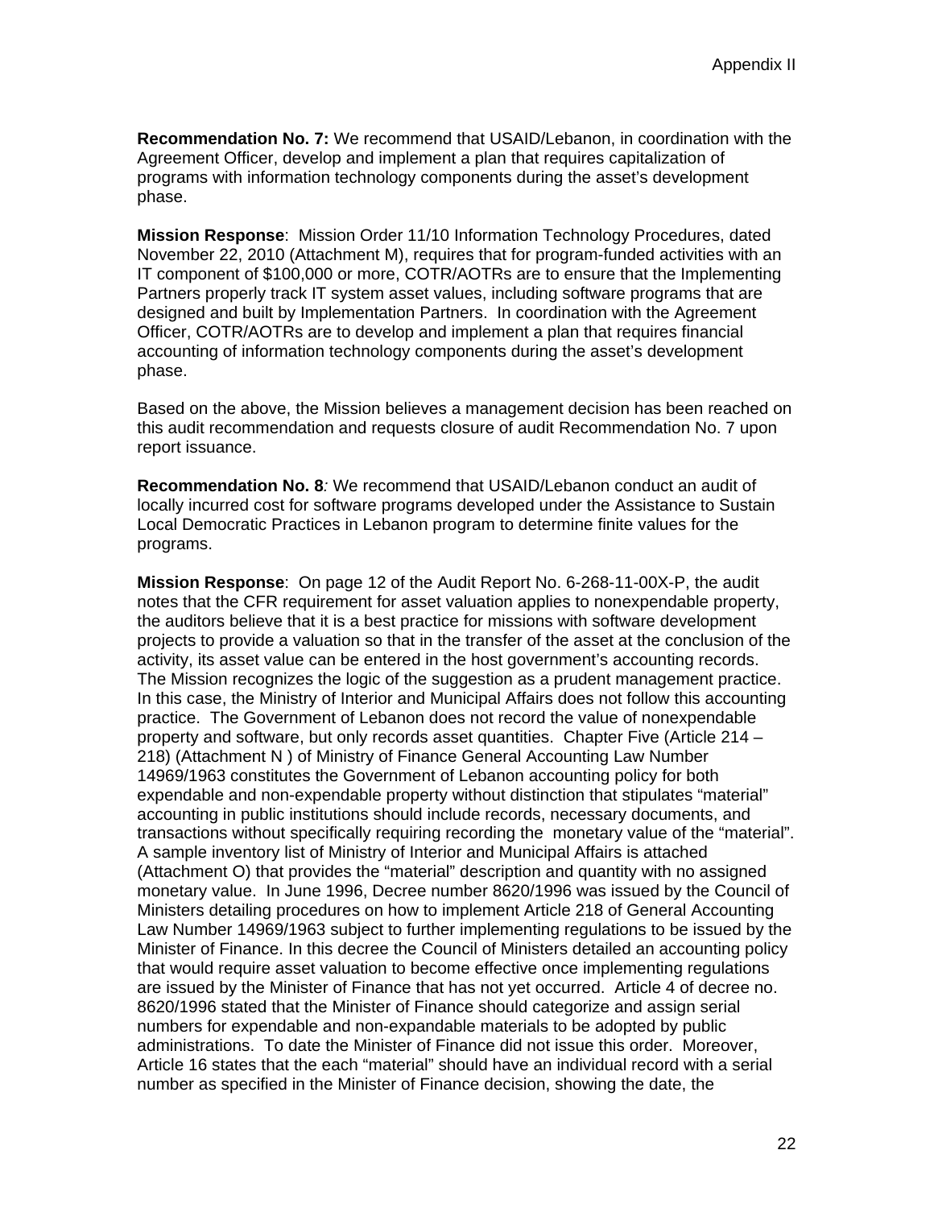**Recommendation No. 7:** We recommend that USAID/Lebanon, in coordination with the Agreement Officer, develop and implement a plan that requires capitalization of programs with information technology components during the asset's development phase.

**Mission Response**: Mission Order 11/10 Information Technology Procedures, dated November 22, 2010 (Attachment M), requires that for program-funded activities with an IT component of $100,000 or more, COTR/AOTRs are to ensure that the Implementing Partners properly track IT system asset values, including software programs that are designed and built by Implementation Partners. In coordination with the Agreement Officer, COTR/AOTRs are to develop and implement a plan that requires financial accounting of information technology components during the asset's development phase.

Based on the above, the Mission believes a management decision has been reached on this audit recommendation and requests closure of audit Recommendation No. 7 upon report issuance.

**Recommendation No. 8***:* We recommend that USAID/Lebanon conduct an audit of locally incurred cost for software programs developed under the Assistance to Sustain Local Democratic Practices in Lebanon program to determine finite values for the programs.

**Mission Response**: On page 12 of the Audit Report No. 6-268-11-00X-P, the audit notes that the CFR requirement for asset valuation applies to nonexpendable property, the auditors believe that it is a best practice for missions with software development projects to provide a valuation so that in the transfer of the asset at the conclusion of the activity, its asset value can be entered in the host government's accounting records. The Mission recognizes the logic of the suggestion as a prudent management practice. In this case, the Ministry of Interior and Municipal Affairs does not follow this accounting practice. The Government of Lebanon does not record the value of nonexpendable property and software, but only records asset quantities. Chapter Five (Article 214 – 218) (Attachment N ) of Ministry of Finance General Accounting Law Number 14969/1963 constitutes the Government of Lebanon accounting policy for both expendable and non-expendable property without distinction that stipulates "material" accounting in public institutions should include records, necessary documents, and transactions without specifically requiring recording the monetary value of the "material". A sample inventory list of Ministry of Interior and Municipal Affairs is attached (Attachment O) that provides the "material" description and quantity with no assigned monetary value. In June 1996, Decree number 8620/1996 was issued by the Council of Ministers detailing procedures on how to implement Article 218 of General Accounting Law Number 14969/1963 subject to further implementing regulations to be issued by the Minister of Finance. In this decree the Council of Ministers detailed an accounting policy that would require asset valuation to become effective once implementing regulations are issued by the Minister of Finance that has not yet occurred. Article 4 of decree no. 8620/1996 stated that the Minister of Finance should categorize and assign serial numbers for expendable and non-expandable materials to be adopted by public administrations. To date the Minister of Finance did not issue this order. Moreover, Article 16 states that the each "material" should have an individual record with a serial number as specified in the Minister of Finance decision, showing the date, the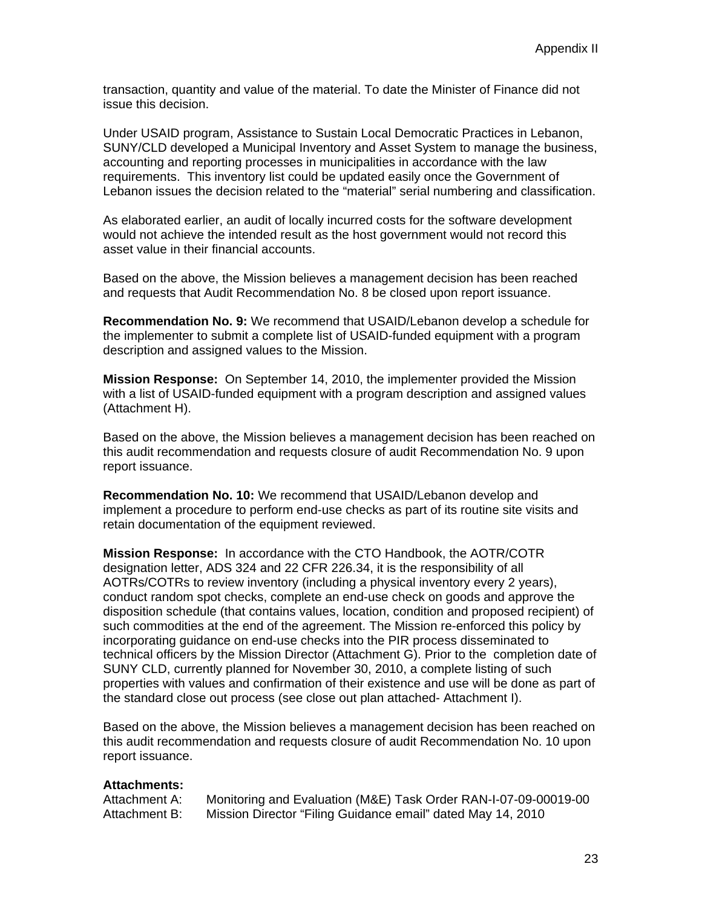transaction, quantity and value of the material. To date the Minister of Finance did not issue this decision.

Under USAID program, Assistance to Sustain Local Democratic Practices in Lebanon, SUNY/CLD developed a Municipal Inventory and Asset System to manage the business, accounting and reporting processes in municipalities in accordance with the law requirements. This inventory list could be updated easily once the Government of Lebanon issues the decision related to the "material" serial numbering and classification.

As elaborated earlier, an audit of locally incurred costs for the software development would not achieve the intended result as the host government would not record this asset value in their financial accounts.

Based on the above, the Mission believes a management decision has been reached and requests that Audit Recommendation No. 8 be closed upon report issuance.

**Recommendation No. 9:** We recommend that USAID/Lebanon develop a schedule for the implementer to submit a complete list of USAID-funded equipment with a program description and assigned values to the Mission.

**Mission Response:** On September 14, 2010, the implementer provided the Mission with a list of USAID-funded equipment with a program description and assigned values (Attachment H).

Based on the above, the Mission believes a management decision has been reached on this audit recommendation and requests closure of audit Recommendation No. 9 upon report issuance.

**Recommendation No. 10:** We recommend that USAID/Lebanon develop and implement a procedure to perform end-use checks as part of its routine site visits and retain documentation of the equipment reviewed.

**Mission Response:** In accordance with the CTO Handbook, the AOTR/COTR designation letter, ADS 324 and 22 CFR 226.34, it is the responsibility of all AOTRs/COTRs to review inventory (including a physical inventory every 2 years), conduct random spot checks, complete an end-use check on goods and approve the disposition schedule (that contains values, location, condition and proposed recipient) of such commodities at the end of the agreement. The Mission re-enforced this policy by incorporating guidance on end-use checks into the PIR process disseminated to technical officers by the Mission Director (Attachment G). Prior to the completion date of SUNY CLD, currently planned for November 30, 2010, a complete listing of such properties with values and confirmation of their existence and use will be done as part of the standard close out process (see close out plan attached- Attachment I).

Based on the above, the Mission believes a management decision has been reached on this audit recommendation and requests closure of audit Recommendation No. 10 upon report issuance.

**Attachments:**

Attachment A: Monitoring and Evaluation (M&E) Task Order RAN-I-07-09-00019-00

Attachment B: Mission Director "Filing Guidance email" dated May 14, 2010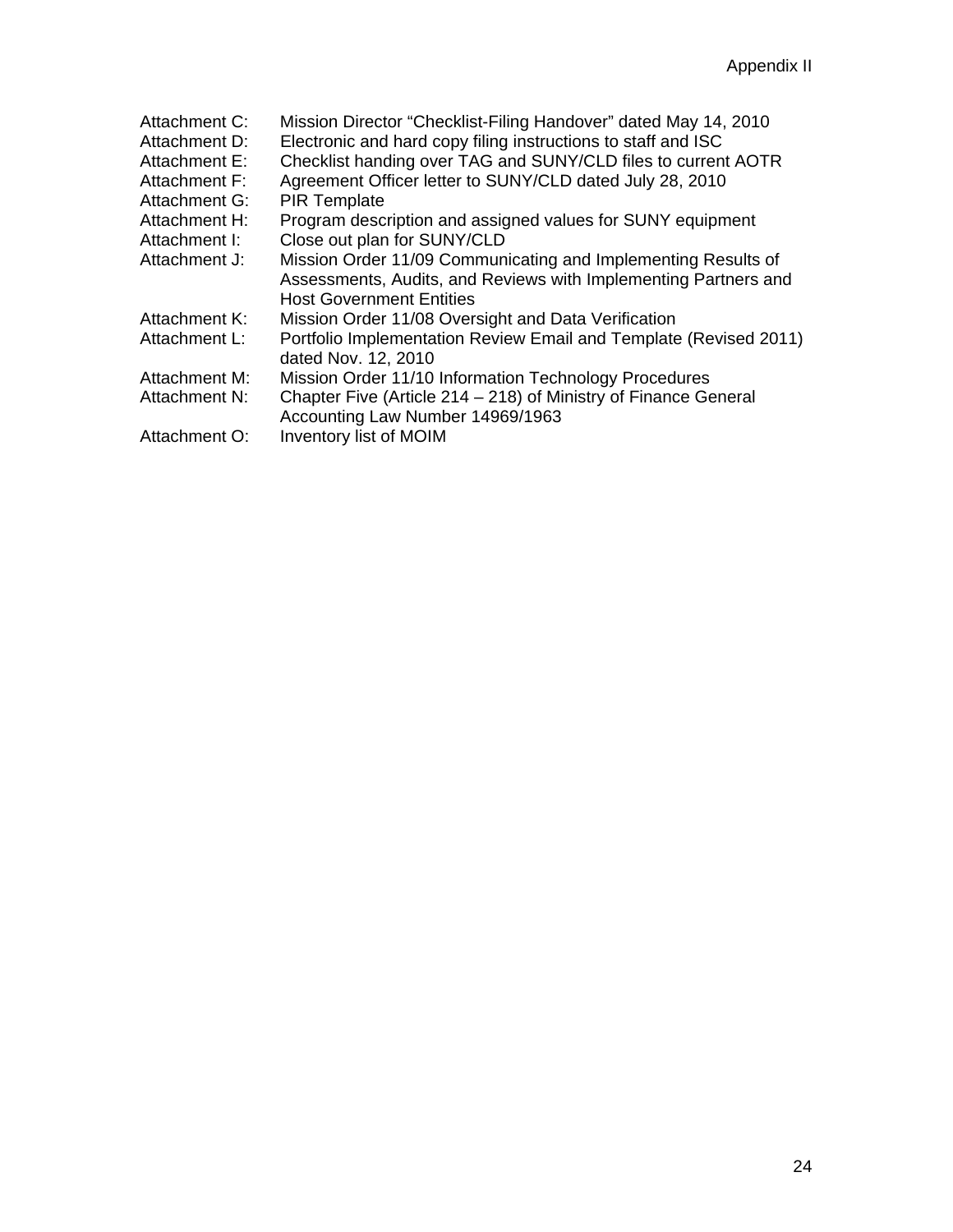| | |
|---|---|
| Attachment C: | Mission Director “Checklist-Filing Handover” dated May 14, 2010 |
| Attachment D: | Electronic and hard copy filing instructions to staff and ISC |
| Attachment E: | Checklist handing over TAG and SUNY/CLD files to current AOTR |
| Attachment F: | Agreement Officer letter to SUNY/CLD dated July 28, 2010 |
| Attachment G: | PIR Template |
| Attachment H: | Program description and assigned values for SUNY equipment |
| Attachment I: | Close out plan for SUNY/CLD |
| Attachment J: | Mission Order 11/09 Communicating and Implementing Results of Assessments, Audits, and Reviews with Implementing Partners and Host Government Entities |
| Attachment K: | Mission Order 11/08 Oversight and Data Verification |
| Attachment L: | Portfolio Implementation Review Email and Template (Revised 2011) dated Nov. 12, 2010 |
| Attachment M: | Mission Order 11/10 Information Technology Procedures |
| Attachment N: | Chapter Five (Article 214 – 218) of Ministry of Finance General Accounting Law Number 14969/1963 |
| Attachment O: | Inventory list of MOIM |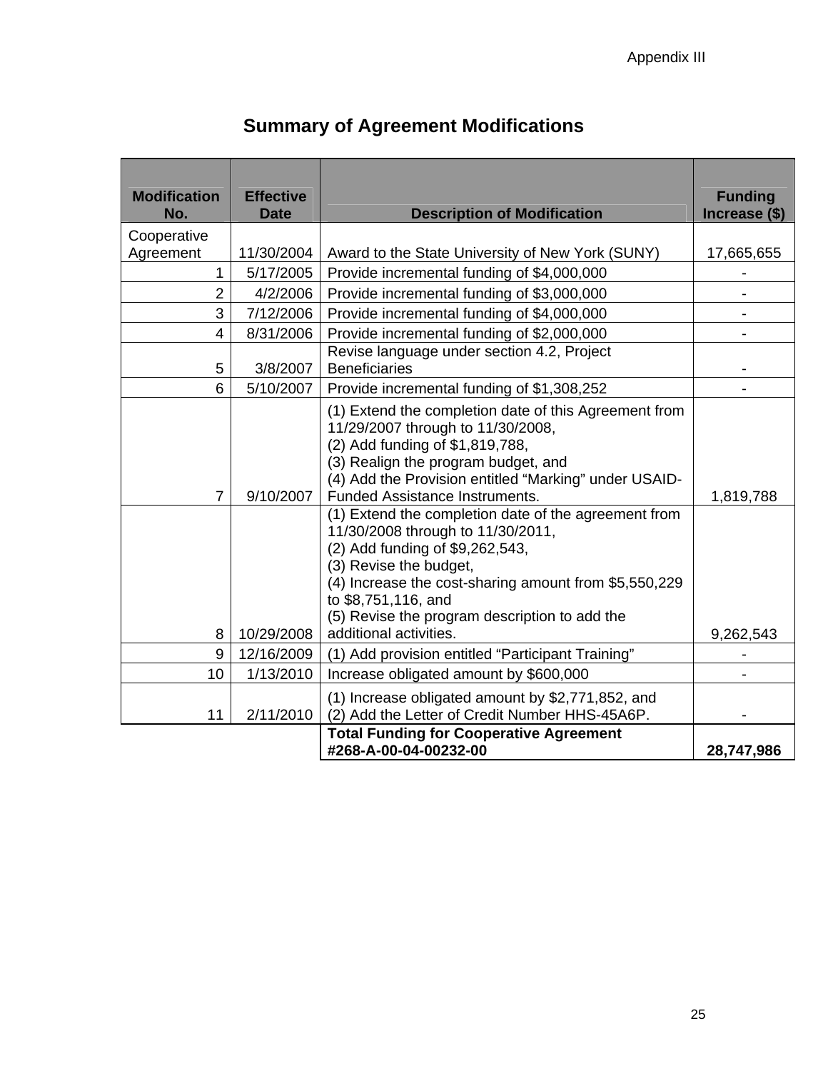Appendix III

## Summary of Agreement Modifications

| Modification No. | Effective Date | Description of Modification | Funding Increase ($) |
|---|---|---|---|
| Cooperative Agreement | 11/30/2004 | Award to the State University of New York (SUNY) | 17,665,655 |
| 1 | 5/17/2005 | Provide incremental funding of $4,000,000 | - |
| 2 | 4/2/2006 | Provide incremental funding of $3,000,000 | - |
| 3 | 7/12/2006 | Provide incremental funding of $4,000,000 | - |
| 4 | 8/31/2006 | Provide incremental funding of $2,000,000 | - |
| 5 | 3/8/2007 | Revise language under section 4.2, Project Beneficiaries | - |
| 6 | 5/10/2007 | Provide incremental funding of $1,308,252 | - |
| 7 | 9/10/2007 | (1) Extend the completion date of this Agreement from 11/29/2007 through to 11/30/2008, (2) Add funding of $1,819,788, (3) Realign the program budget, and (4) Add the Provision entitled "Marking" under USAID-Funded Assistance Instruments. | 1,819,788 |
| 8 | 10/29/2008 | (1) Extend the completion date of the agreement from 11/30/2008 through to 11/30/2011, (2) Add funding of $9,262,543, (3) Revise the budget, (4) Increase the cost-sharing amount from $5,550,229 to $8,751,116, and (5) Revise the program description to add the additional activities. | 9,262,543 |
| 9 | 12/16/2009 | (1) Add provision entitled "Participant Training" | - |
| 10 | 1/13/2010 | Increase obligated amount by $600,000 | - |
| 11 | 2/11/2010 | (1) Increase obligated amount by $2,771,852, and (2) Add the Letter of Credit Number HHS-45A6P. | - |
| | | **Total Funding for Cooperative Agreement #268-A-00-04-00232-00** | **28,747,986** |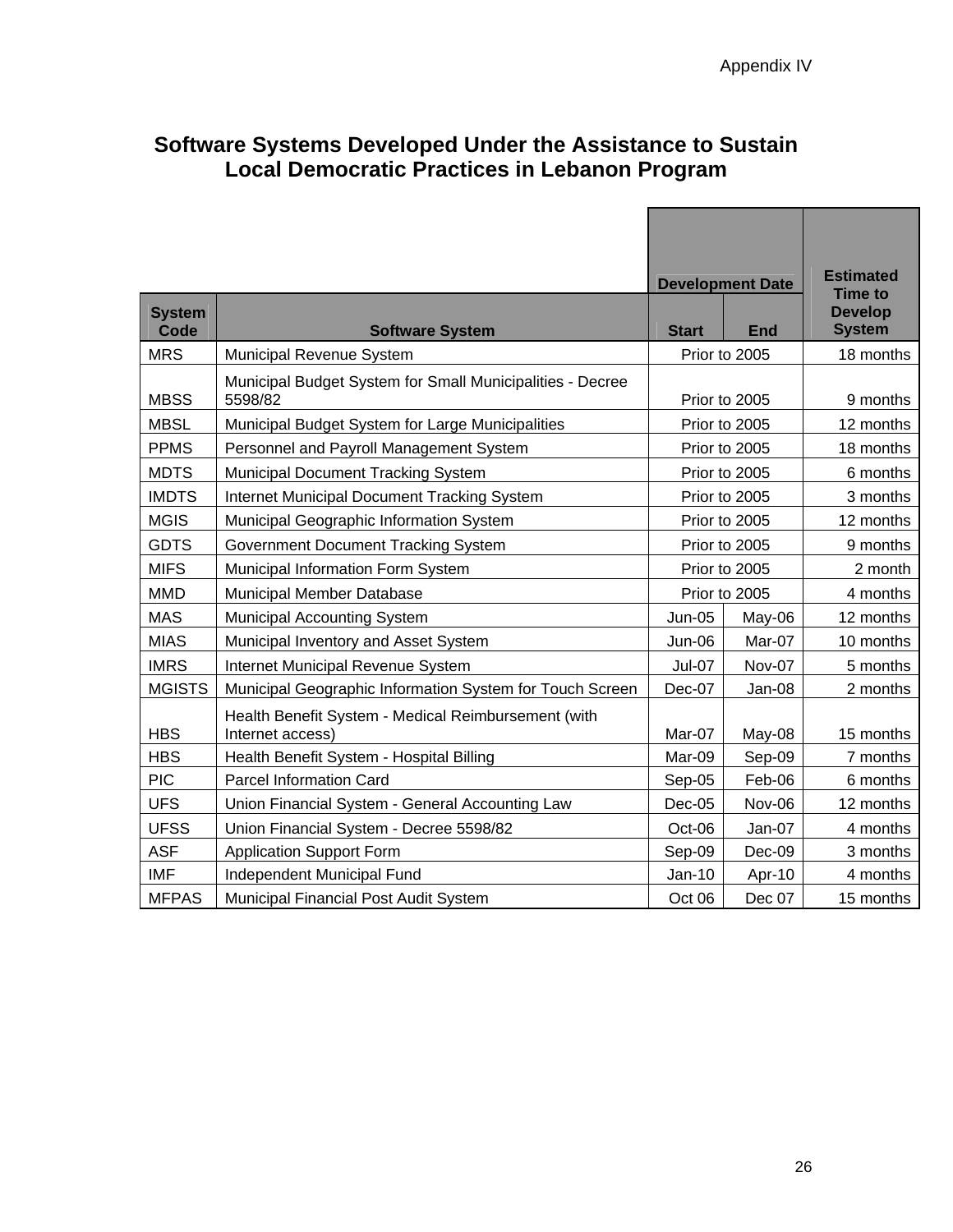Appendix IV

# Software Systems Developed Under the Assistance to Sustain Local Democratic Practices in Lebanon Program

| | | Development Date | | Estimated Time to Develop System |
|---|---|---|---|---|
| System Code | Software System | Start | End | |
| MRS | Municipal Revenue System | Prior to 2005 | | 18 months |
| MBSS | Municipal Budget System for Small Municipalities - Decree 5598/82 | Prior to 2005 | | 9 months |
| MBSL | Municipal Budget System for Large Municipalities | Prior to 2005 | | 12 months |
| PPMS | Personnel and Payroll Management System | Prior to 2005 | | 18 months |
| MDTS | Municipal Document Tracking System | Prior to 2005 | | 6 months |
| IMDTS | Internet Municipal Document Tracking System | Prior to 2005 | | 3 months |
| MGIS | Municipal Geographic Information System | Prior to 2005 | | 12 months |
| GDTS | Government Document Tracking System | Prior to 2005 | | 9 months |
| MIFS | Municipal Information Form System | Prior to 2005 | | 2 month |
| MMD | Municipal Member Database | Prior to 2005 | | 4 months |
| MAS | Municipal Accounting System | Jun-05 | May-06 | 12 months |
| MIAS | Municipal Inventory and Asset System | Jun-06 | Mar-07 | 10 months |
| IMRS | Internet Municipal Revenue System | Jul-07 | Nov-07 | 5 months |
| MGISTS | Municipal Geographic Information System for Touch Screen | Dec-07 | Jan-08 | 2 months |
| HBS | Health Benefit System - Medical Reimbursement (with Internet access) | Mar-07 | May-08 | 15 months |
| HBS | Health Benefit System - Hospital Billing | Mar-09 | Sep-09 | 7 months |
| PIC | Parcel Information Card | Sep-05 | Feb-06 | 6 months |
| UFS | Union Financial System - General Accounting Law | Dec-05 | Nov-06 | 12 months |
| UFSS | Union Financial System - Decree 5598/82 | Oct-06 | Jan-07 | 4 months |
| ASF | Application Support Form | Sep-09 | Dec-09 | 3 months |
| IMF | Independent Municipal Fund | Jan-10 | Apr-10 | 4 months |
| MFPAS | Municipal Financial Post Audit System | Oct 06 | Dec 07 | 15 months |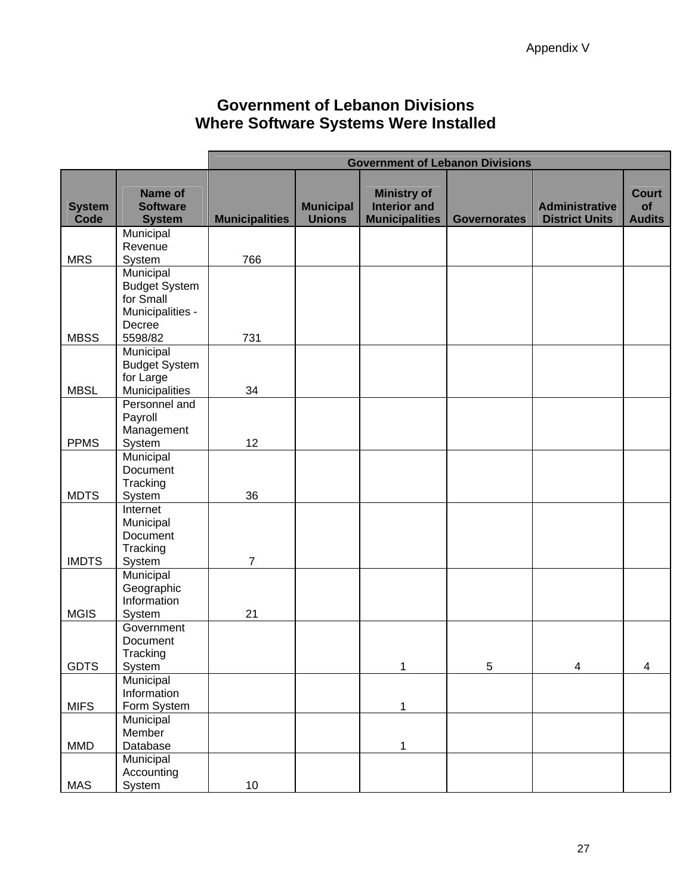Appendix V

# Government of Lebanon Divisions Where Software Systems Were Installed

| | | Government of Lebanon Divisions | | | | | |
|---|---|---|---|---|---|---|---|
| System Code | Name of Software System | Municipalities | Municipal Unions | Ministry of Interior and Municipalities | Governorates | Administrative District Units | Court of Audits |
| MRS | Municipal Revenue System | 766 | | | | | |
| MBSS | Municipal Budget System for Small Municipalities - Decree 5598/82 | 731 | | | | | |
| MBSL | Municipal Budget System for Large Municipalities | 34 | | | | | |
| PPMS | Personnel and Payroll Management System | 12 | | | | | |
| MDTS | Municipal Document Tracking System | 36 | | | | | |
| IMDTS | Internet Municipal Document Tracking System | 7 | | | | | |
| MGIS | Municipal Geographic Information System | 21 | | | | | |
| GDTS | Government Document Tracking System | | | 1 | 5 | 4 | 4 |
| MIFS | Municipal Information Form System | | | 1 | | | |
| MMD | Municipal Member Database | | | 1 | | | |
| MAS | Municipal Accounting System | 10 | | | | | |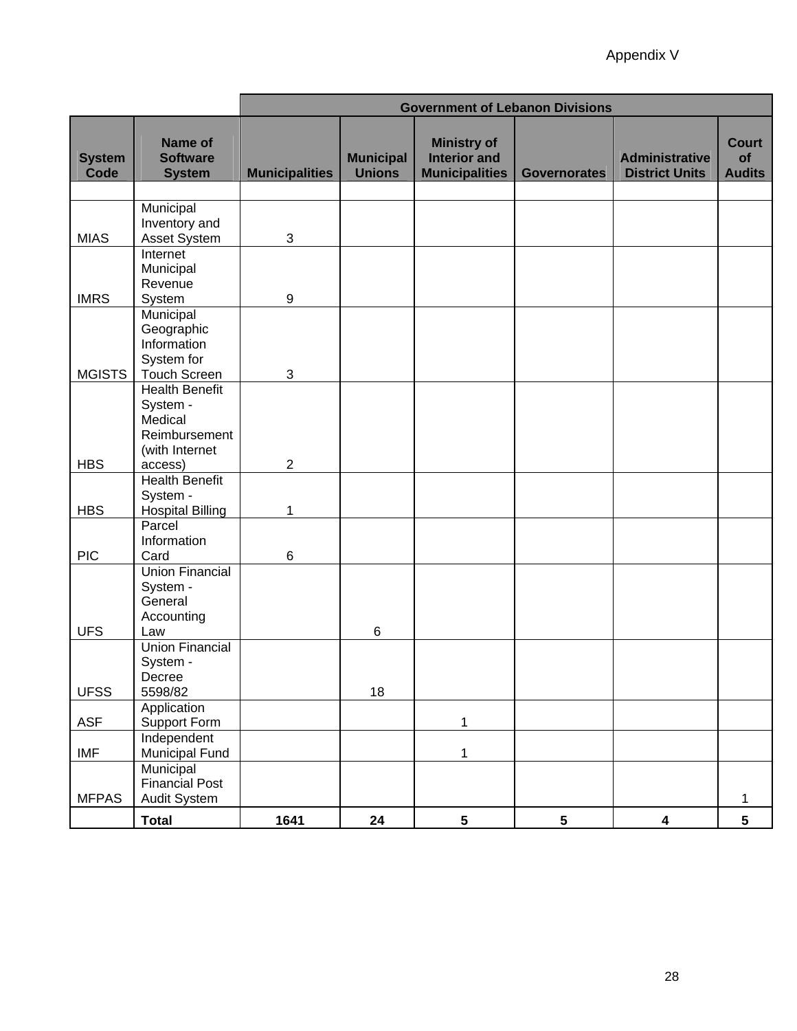Appendix V

| | | Government of Lebanon Divisions | | | | | |
|---|---|---|---|---|---|---|---|
| System Code | Name of Software System | Municipalities | Municipal Unions | Ministry of Interior and Municipalities | Governorates | Administrative District Units | Court of Audits |
| | | | | | | | |
| MIAS | Municipal Inventory and Asset System | 3 | | | | | |
| IMRS | Internet Municipal Revenue System | 9 | | | | | |
| MGISTS | Municipal Geographic Information System for Touch Screen | 3 | | | | | |
| HBS | Health Benefit System - Medical Reimbursement (with Internet access) | 2 | | | | | |
| HBS | Health Benefit System - Hospital Billing | 1 | | | | | |
| PIC | Parcel Information Card | 6 | | | | | |
| UFS | Union Financial System - General Accounting Law | | 6 | | | | |
| UFSS | Union Financial System - Decree 5598/82 | | 18 | | | | |
| ASF | Application Support Form | | | 1 | | | |
| IMF | Independent Municipal Fund | | | 1 | | | |
| MFPAS | Municipal Financial Post Audit System | | | | | | 1 |
| | **Total** | **1641** | **24** | **5** | **5** | **4** | **5** |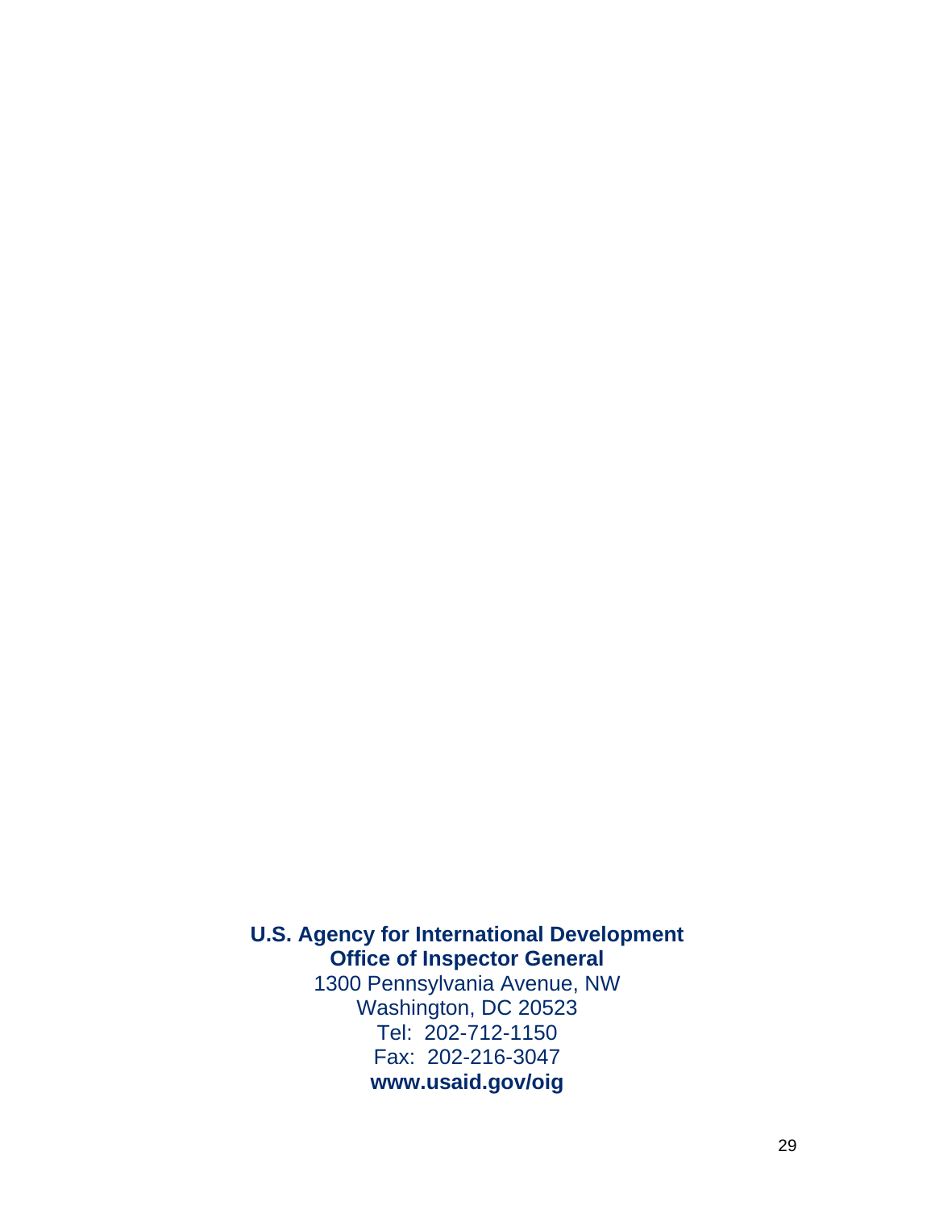**U.S. Agency for International Development**
**Office of Inspector General**
1300 Pennsylvania Avenue, NW
Washington, DC 20523
Tel: 202-712-1150
Fax: 202-216-3047
**www.usaid.gov/oig**